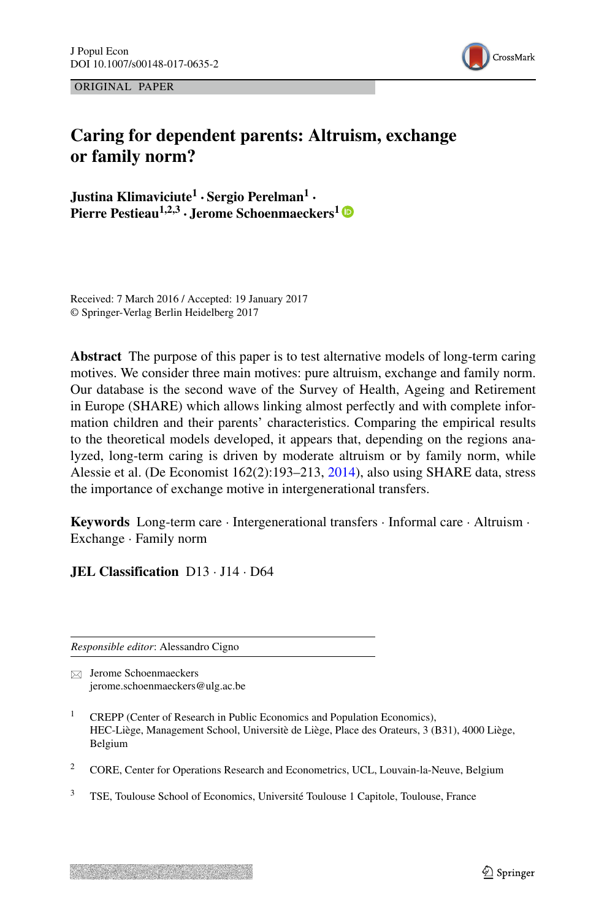ORIGINAL PAPER

# Caring for dependent parents: Altruism, exchange or family norm?

**Justina Klimaviciute[1] · Sergio Perelman[1] · Pierre Pestieau[1,2,3] · Jerome Schoenmaeckers[1]**

Received: 7 March 2016 / Accepted: 19 January 2017
© Springer-Verlag Berlin Heidelberg 2017

**Abstract** The purpose of this paper is to test alternative models of long-term caring motives. We consider three main motives: pure altruism, exchange and family norm. Our database is the second wave of the Survey of Health, Ageing and Retirement in Europe (SHARE) which allows linking almost perfectly and with complete information children and their parents' characteristics. Comparing the empirical results to the theoretical models developed, it appears that, depending on the regions analyzed, long-term caring is driven by moderate altruism or by family norm, while Alessie et al. (De Economist 162(2):193–213, 2014), also using SHARE data, stress the importance of exchange motive in intergenerational transfers.

**Keywords** Long-term care · Intergenerational transfers · Informal care · Altruism · Exchange · Family norm

**JEL Classification** D13 · J14 · D64

*Responsible editor*: Alessandro Cigno

✉ Jerome Schoenmaeckers
jerome.schoenmaeckers@ulg.ac.be

[1] CREPP (Center of Research in Public Economics and Population Economics), HEC-Liège, Management School, Universitè de Liège, Place des Orateurs, 3 (B31), 4000 Liège, Belgium

[2] CORE, Center for Operations Research and Econometrics, UCL, Louvain-la-Neuve, Belgium

[3] TSE, Toulouse School of Economics, Université Toulouse 1 Capitole, Toulouse, France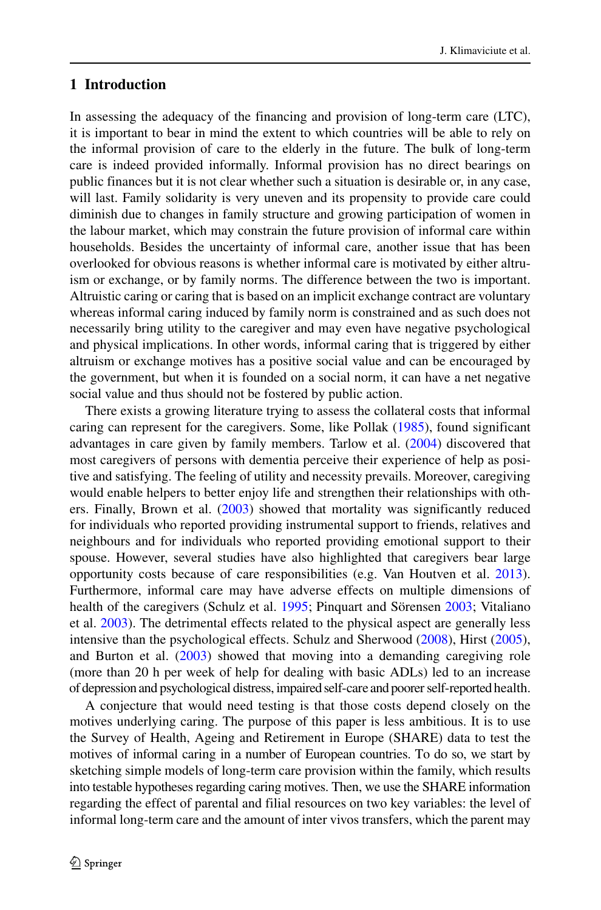## 1 Introduction

In assessing the adequacy of the financing and provision of long-term care (LTC), it is important to bear in mind the extent to which countries will be able to rely on the informal provision of care to the elderly in the future. The bulk of long-term care is indeed provided informally. Informal provision has no direct bearings on public finances but it is not clear whether such a situation is desirable or, in any case, will last. Family solidarity is very uneven and its propensity to provide care could diminish due to changes in family structure and growing participation of women in the labour market, which may constrain the future provision of informal care within households. Besides the uncertainty of informal care, another issue that has been overlooked for obvious reasons is whether informal care is motivated by either altruism or exchange, or by family norms. The difference between the two is important. Altruistic caring or caring that is based on an implicit exchange contract are voluntary whereas informal caring induced by family norm is constrained and as such does not necessarily bring utility to the caregiver and may even have negative psychological and physical implications. In other words, informal caring that is triggered by either altruism or exchange motives has a positive social value and can be encouraged by the government, but when it is founded on a social norm, it can have a net negative social value and thus should not be fostered by public action.

There exists a growing literature trying to assess the collateral costs that informal caring can represent for the caregivers. Some, like Pollak (1985), found significant advantages in care given by family members. Tarlow et al. (2004) discovered that most caregivers of persons with dementia perceive their experience of help as positive and satisfying. The feeling of utility and necessity prevails. Moreover, caregiving would enable helpers to better enjoy life and strengthen their relationships with others. Finally, Brown et al. (2003) showed that mortality was significantly reduced for individuals who reported providing instrumental support to friends, relatives and neighbours and for individuals who reported providing emotional support to their spouse. However, several studies have also highlighted that caregivers bear large opportunity costs because of care responsibilities (e.g. Van Houtven et al. 2013). Furthermore, informal care may have adverse effects on multiple dimensions of health of the caregivers (Schulz et al. 1995; Pinquart and Sörensen 2003; Vitaliano et al. 2003). The detrimental effects related to the physical aspect are generally less intensive than the psychological effects. Schulz and Sherwood (2008), Hirst (2005), and Burton et al. (2003) showed that moving into a demanding caregiving role (more than 20 h per week of help for dealing with basic ADLs) led to an increase of depression and psychological distress, impaired self-care and poorer self-reported health.

A conjecture that would need testing is that those costs depend closely on the motives underlying caring. The purpose of this paper is less ambitious. It is to use the Survey of Health, Ageing and Retirement in Europe (SHARE) data to test the motives of informal caring in a number of European countries. To do so, we start by sketching simple models of long-term care provision within the family, which results into testable hypotheses regarding caring motives. Then, we use the SHARE information regarding the effect of parental and filial resources on two key variables: the level of informal long-term care and the amount of inter vivos transfers, which the parent may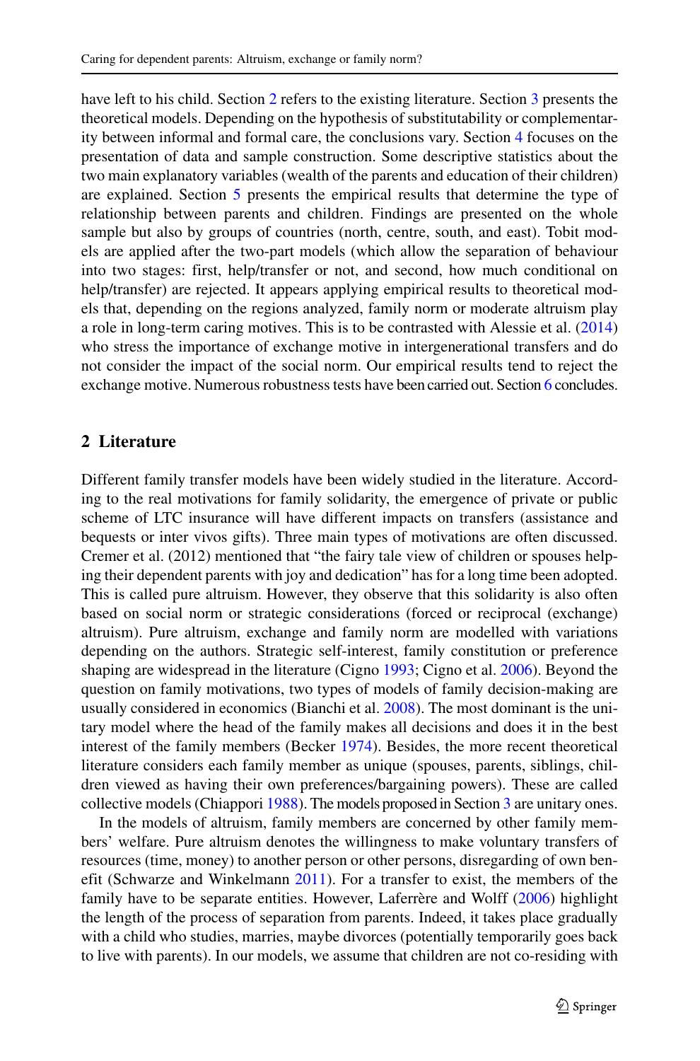have left to his child. Section 2 refers to the existing literature. Section 3 presents the theoretical models. Depending on the hypothesis of substitutability or complementarity between informal and formal care, the conclusions vary. Section 4 focuses on the presentation of data and sample construction. Some descriptive statistics about the two main explanatory variables (wealth of the parents and education of their children) are explained. Section 5 presents the empirical results that determine the type of relationship between parents and children. Findings are presented on the whole sample but also by groups of countries (north, centre, south, and east). Tobit models are applied after the two-part models (which allow the separation of behaviour into two stages: first, help/transfer or not, and second, how much conditional on help/transfer) are rejected. It appears applying empirical results to theoretical models that, depending on the regions analyzed, family norm or moderate altruism play a role in long-term caring motives. This is to be contrasted with Alessie et al. (2014) who stress the importance of exchange motive in intergenerational transfers and do not consider the impact of the social norm. Our empirical results tend to reject the exchange motive. Numerous robustness tests have been carried out. Section 6 concludes.

## 2 Literature

Different family transfer models have been widely studied in the literature. According to the real motivations for family solidarity, the emergence of private or public scheme of LTC insurance will have different impacts on transfers (assistance and bequests or inter vivos gifts). Three main types of motivations are often discussed. Cremer et al. (2012) mentioned that "the fairy tale view of children or spouses helping their dependent parents with joy and dedication" has for a long time been adopted. This is called pure altruism. However, they observe that this solidarity is also often based on social norm or strategic considerations (forced or reciprocal (exchange) altruism). Pure altruism, exchange and family norm are modelled with variations depending on the authors. Strategic self-interest, family constitution or preference shaping are widespread in the literature (Cigno 1993; Cigno et al. 2006). Beyond the question on family motivations, two types of models of family decision-making are usually considered in economics (Bianchi et al. 2008). The most dominant is the unitary model where the head of the family makes all decisions and does it in the best interest of the family members (Becker 1974). Besides, the more recent theoretical literature considers each family member as unique (spouses, parents, siblings, children viewed as having their own preferences/bargaining powers). These are called collective models (Chiappori 1988). The models proposed in Section 3 are unitary ones.

In the models of altruism, family members are concerned by other family members' welfare. Pure altruism denotes the willingness to make voluntary transfers of resources (time, money) to another person or other persons, disregarding of own benefit (Schwarze and Winkelmann 2011). For a transfer to exist, the members of the family have to be separate entities. However, Laferrère and Wolff (2006) highlight the length of the process of separation from parents. Indeed, it takes place gradually with a child who studies, marries, maybe divorces (potentially temporarily goes back to live with parents). In our models, we assume that children are not co-residing with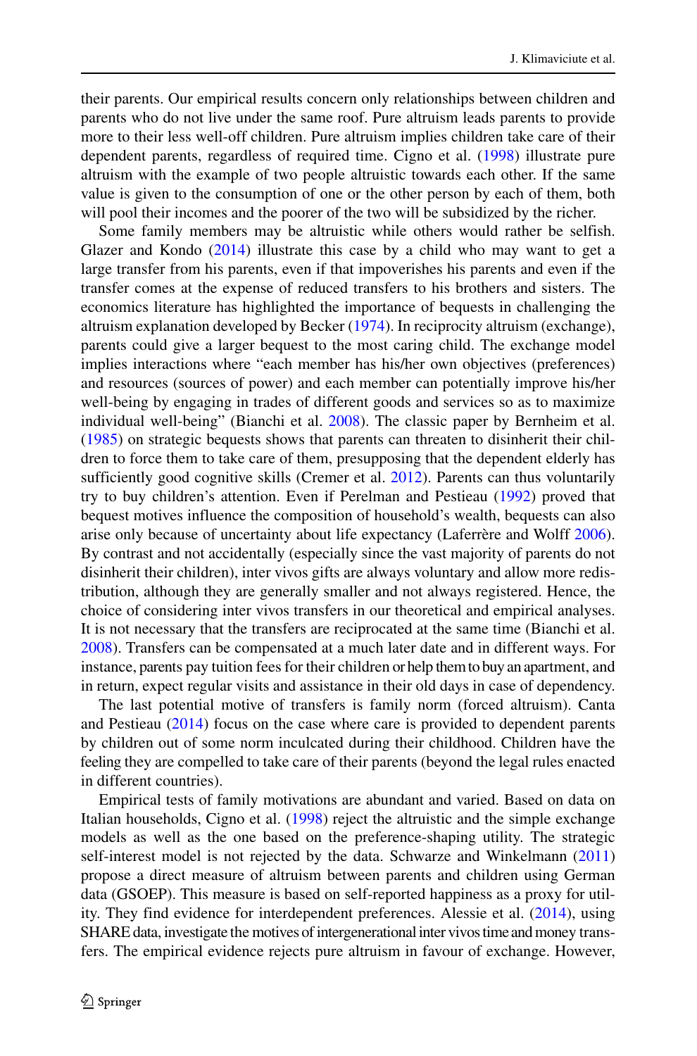their parents. Our empirical results concern only relationships between children and parents who do not live under the same roof. Pure altruism leads parents to provide more to their less well-off children. Pure altruism implies children take care of their dependent parents, regardless of required time. Cigno et al. (1998) illustrate pure altruism with the example of two people altruistic towards each other. If the same value is given to the consumption of one or the other person by each of them, both will pool their incomes and the poorer of the two will be subsidized by the richer.

Some family members may be altruistic while others would rather be selfish. Glazer and Kondo (2014) illustrate this case by a child who may want to get a large transfer from his parents, even if that impoverishes his parents and even if the transfer comes at the expense of reduced transfers to his brothers and sisters. The economics literature has highlighted the importance of bequests in challenging the altruism explanation developed by Becker (1974). In reciprocity altruism (exchange), parents could give a larger bequest to the most caring child. The exchange model implies interactions where "each member has his/her own objectives (preferences) and resources (sources of power) and each member can potentially improve his/her well-being by engaging in trades of different goods and services so as to maximize individual well-being" (Bianchi et al. 2008). The classic paper by Bernheim et al. (1985) on strategic bequests shows that parents can threaten to disinherit their children to force them to take care of them, presupposing that the dependent elderly has sufficiently good cognitive skills (Cremer et al. 2012). Parents can thus voluntarily try to buy children's attention. Even if Perelman and Pestieau (1992) proved that bequest motives influence the composition of household's wealth, bequests can also arise only because of uncertainty about life expectancy (Laferrère and Wolff 2006). By contrast and not accidentally (especially since the vast majority of parents do not disinherit their children), inter vivos gifts are always voluntary and allow more redistribution, although they are generally smaller and not always registered. Hence, the choice of considering inter vivos transfers in our theoretical and empirical analyses. It is not necessary that the transfers are reciprocated at the same time (Bianchi et al. 2008). Transfers can be compensated at a much later date and in different ways. For instance, parents pay tuition fees for their children or help them to buy an apartment, and in return, expect regular visits and assistance in their old days in case of dependency.

The last potential motive of transfers is family norm (forced altruism). Canta and Pestieau (2014) focus on the case where care is provided to dependent parents by children out of some norm inculcated during their childhood. Children have the feeling they are compelled to take care of their parents (beyond the legal rules enacted in different countries).

Empirical tests of family motivations are abundant and varied. Based on data on Italian households, Cigno et al. (1998) reject the altruistic and the simple exchange models as well as the one based on the preference-shaping utility. The strategic self-interest model is not rejected by the data. Schwarze and Winkelmann (2011) propose a direct measure of altruism between parents and children using German data (GSOEP). This measure is based on self-reported happiness as a proxy for utility. They find evidence for interdependent preferences. Alessie et al. (2014), using SHARE data, investigate the motives of intergenerational inter vivos time and money transfers. The empirical evidence rejects pure altruism in favour of exchange. However,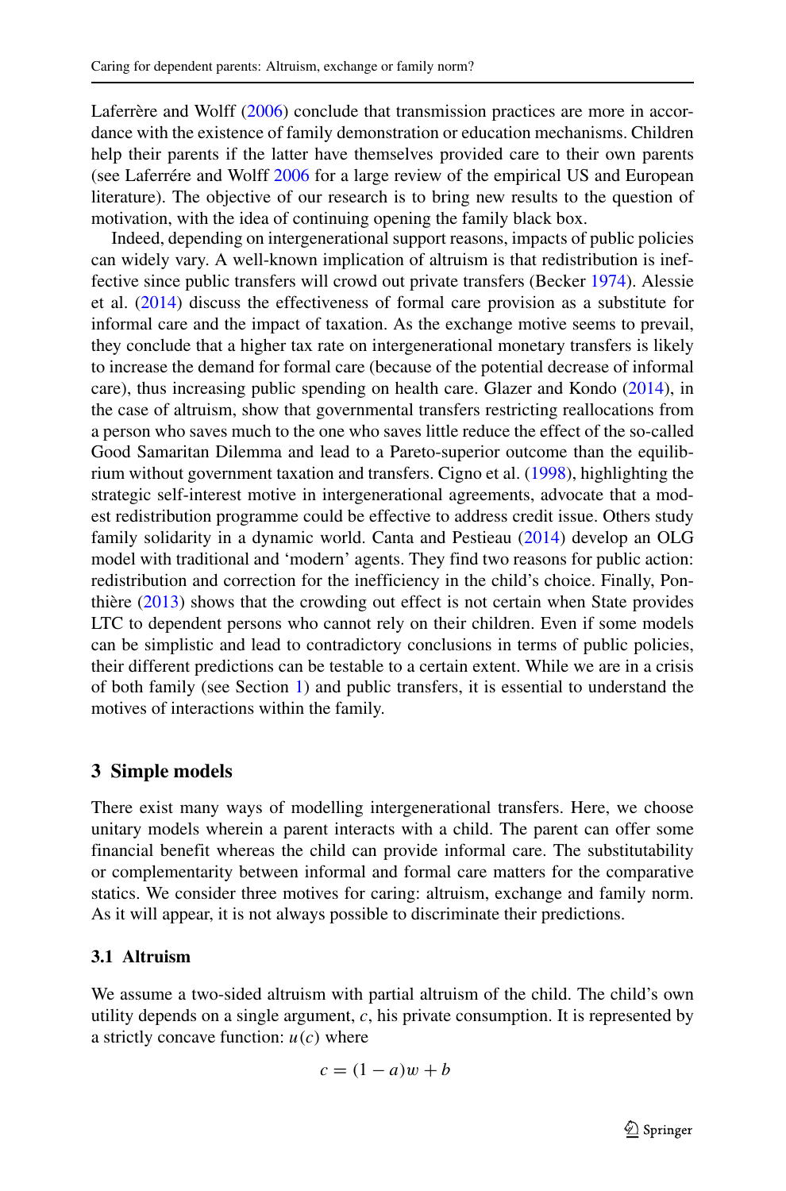Laferrère and Wolff (2006) conclude that transmission practices are more in accordance with the existence of family demonstration or education mechanisms. Children help their parents if the latter have themselves provided care to their own parents (see Laferrére and Wolff 2006 for a large review of the empirical US and European literature). The objective of our research is to bring new results to the question of motivation, with the idea of continuing opening the family black box.

Indeed, depending on intergenerational support reasons, impacts of public policies can widely vary. A well-known implication of altruism is that redistribution is ineffective since public transfers will crowd out private transfers (Becker 1974). Alessie et al. (2014) discuss the effectiveness of formal care provision as a substitute for informal care and the impact of taxation. As the exchange motive seems to prevail, they conclude that a higher tax rate on intergenerational monetary transfers is likely to increase the demand for formal care (because of the potential decrease of informal care), thus increasing public spending on health care. Glazer and Kondo (2014), in the case of altruism, show that governmental transfers restricting reallocations from a person who saves much to the one who saves little reduce the effect of the so-called Good Samaritan Dilemma and lead to a Pareto-superior outcome than the equilibrium without government taxation and transfers. Cigno et al. (1998), highlighting the strategic self-interest motive in intergenerational agreements, advocate that a modest redistribution programme could be effective to address credit issue. Others study family solidarity in a dynamic world. Canta and Pestieau (2014) develop an OLG model with traditional and 'modern' agents. They find two reasons for public action: redistribution and correction for the inefficiency in the child's choice. Finally, Ponthière (2013) shows that the crowding out effect is not certain when State provides LTC to dependent persons who cannot rely on their children. Even if some models can be simplistic and lead to contradictory conclusions in terms of public policies, their different predictions can be testable to a certain extent. While we are in a crisis of both family (see Section 1) and public transfers, it is essential to understand the motives of interactions within the family.

## 3 Simple models

There exist many ways of modelling intergenerational transfers. Here, we choose unitary models wherein a parent interacts with a child. The parent can offer some financial benefit whereas the child can provide informal care. The substitutability or complementarity between informal and formal care matters for the comparative statics. We consider three motives for caring: altruism, exchange and family norm. As it will appear, it is not always possible to discriminate their predictions.

### 3.1 Altruism

We assume a two-sided altruism with partial altruism of the child. The child's own utility depends on a single argument, $c$, his private consumption. It is represented by a strictly concave function: $u(c)$ where

$$c = (1 - a)w + b$$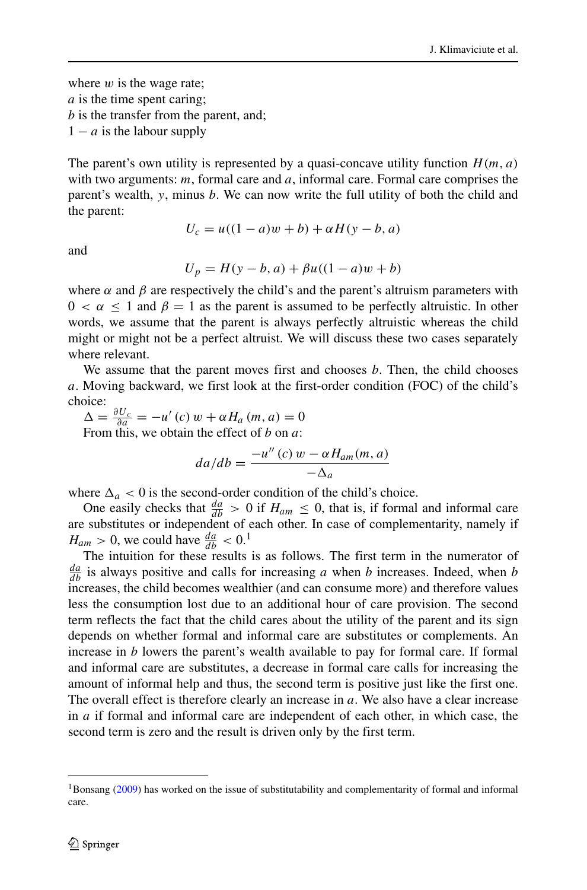where $w$ is the wage rate;
$a$ is the time spent caring;
$b$ is the transfer from the parent, and;
$1 - a$ is the labour supply

The parent's own utility is represented by a quasi-concave utility function $H(m, a)$ with two arguments: $m$, formal care and $a$, informal care. Formal care comprises the parent's wealth, $y$, minus $b$. We can now write the full utility of both the child and the parent:

$$U_c = u((1 - a)w + b) + \alpha H(y - b, a)$$

and

$$U_p = H(y - b, a) + \beta u((1 - a)w + b)$$

where $\alpha$ and $\beta$ are respectively the child's and the parent's altruism parameters with $0 < \alpha \leq 1$ and $\beta = 1$ as the parent is assumed to be perfectly altruistic. In other words, we assume that the parent is always perfectly altruistic whereas the child might or might not be a perfect altruist. We will discuss these two cases separately where relevant.

We assume that the parent moves first and chooses $b$. Then, the child chooses $a$. Moving backward, we first look at the first-order condition (FOC) of the child's choice:

$\Delta = \frac{\partial U_c}{\partial a} = -u'(c)\, w + \alpha H_a(m, a) = 0$

From this, we obtain the effect of $b$ on $a$:

$$da/db = \frac{-u''(c)\, w - \alpha H_{am}(m, a)}{-\Delta_a}$$

where $\Delta_a < 0$ is the second-order condition of the child's choice.

One easily checks that $\frac{da}{db} > 0$ if $H_{am} \leq 0$, that is, if formal and informal care are substitutes or independent of each other. In case of complementarity, namely if $H_{am} > 0$, we could have $\frac{da}{db} < 0$.[1]

The intuition for these results is as follows. The first term in the numerator of $\frac{da}{db}$ is always positive and calls for increasing $a$ when $b$ increases. Indeed, when $b$ increases, the child becomes wealthier (and can consume more) and therefore values less the consumption lost due to an additional hour of care provision. The second term reflects the fact that the child cares about the utility of the parent and its sign depends on whether formal and informal care are substitutes or complements. An increase in $b$ lowers the parent's wealth available to pay for formal care. If formal and informal care are substitutes, a decrease in formal care calls for increasing the amount of informal help and thus, the second term is positive just like the first one. The overall effect is therefore clearly an increase in $a$. We also have a clear increase in $a$ if formal and informal care are independent of each other, in which case, the second term is zero and the result is driven only by the first term.

---

[1] Bonsang (2009) has worked on the issue of substitutability and complementarity of formal and informal care.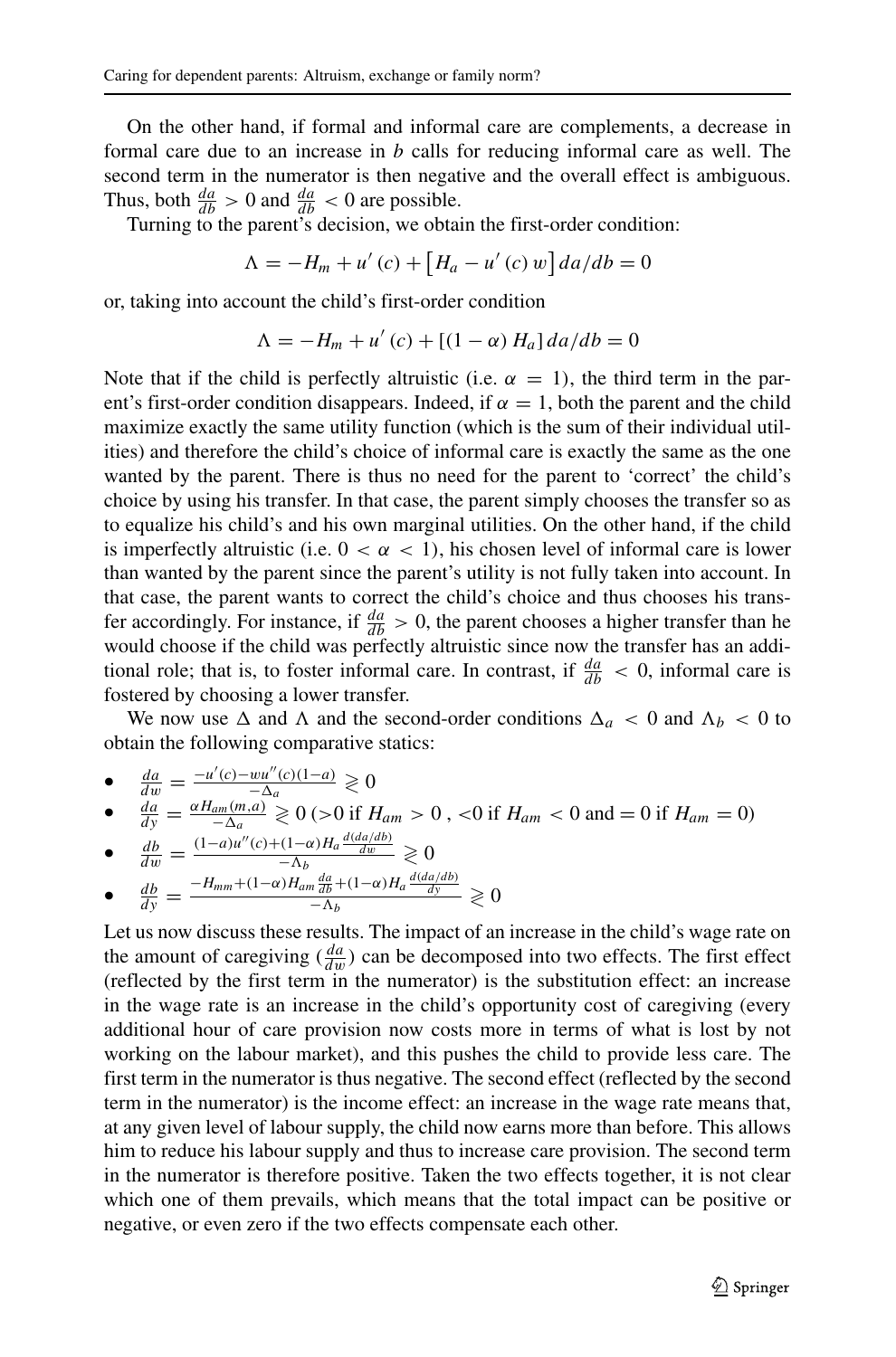On the other hand, if formal and informal care are complements, a decrease in formal care due to an increase in $b$ calls for reducing informal care as well. The second term in the numerator is then negative and the overall effect is ambiguous. Thus, both $\frac{da}{db} > 0$ and $\frac{da}{db} < 0$ are possible.

Turning to the parent's decision, we obtain the first-order condition:

$$\Lambda = -H_m + u'(c) + \left[H_a - u'(c)\,w\right] da/db = 0$$

or, taking into account the child's first-order condition

$$\Lambda = -H_m + u'(c) + [(1-\alpha)\,H_a]\,da/db = 0$$

Note that if the child is perfectly altruistic (i.e. $\alpha = 1$), the third term in the parent's first-order condition disappears. Indeed, if $\alpha = 1$, both the parent and the child maximize exactly the same utility function (which is the sum of their individual utilities) and therefore the child's choice of informal care is exactly the same as the one wanted by the parent. There is thus no need for the parent to 'correct' the child's choice by using his transfer. In that case, the parent simply chooses the transfer so as to equalize his child's and his own marginal utilities. On the other hand, if the child is imperfectly altruistic (i.e. $0 < \alpha < 1$), his chosen level of informal care is lower than wanted by the parent since the parent's utility is not fully taken into account. In that case, the parent wants to correct the child's choice and thus chooses his transfer accordingly. For instance, if $\frac{da}{db} > 0$, the parent chooses a higher transfer than he would choose if the child was perfectly altruistic since now the transfer has an additional role; that is, to foster informal care. In contrast, if $\frac{da}{db} < 0$, informal care is fostered by choosing a lower transfer.

We now use $\Delta$ and $\Lambda$ and the second-order conditions $\Delta_a < 0$ and $\Lambda_b < 0$ to obtain the following comparative statics:

- $\frac{da}{dw} = \frac{-u'(c) - wu''(c)(1-a)}{-\Delta_a} \gtrless 0$
- $\frac{da}{dy} = \frac{\alpha H_{am}(m,a)}{-\Delta_a} \gtrless 0$ ($>0$ if $H_{am} > 0$ , $<0$ if $H_{am} < 0$ and $= 0$ if $H_{am} = 0$)
- $\frac{db}{dw} = \frac{(1-a)u''(c) + (1-\alpha)H_a \frac{d(da/db)}{dw}}{-\Lambda_b} \gtrless 0$
- $\frac{db}{dy} = \frac{-H_{mm} + (1-\alpha)H_{am}\frac{da}{db} + (1-\alpha)H_a \frac{d(da/db)}{dy}}{-\Lambda_b} \gtrless 0$

Let us now discuss these results. The impact of an increase in the child's wage rate on the amount of caregiving ($\frac{da}{dw}$) can be decomposed into two effects. The first effect (reflected by the first term in the numerator) is the substitution effect: an increase in the wage rate is an increase in the child's opportunity cost of caregiving (every additional hour of care provision now costs more in terms of what is lost by not working on the labour market), and this pushes the child to provide less care. The first term in the numerator is thus negative. The second effect (reflected by the second term in the numerator) is the income effect: an increase in the wage rate means that, at any given level of labour supply, the child now earns more than before. This allows him to reduce his labour supply and thus to increase care provision. The second term in the numerator is therefore positive. Taken the two effects together, it is not clear which one of them prevails, which means that the total impact can be positive or negative, or even zero if the two effects compensate each other.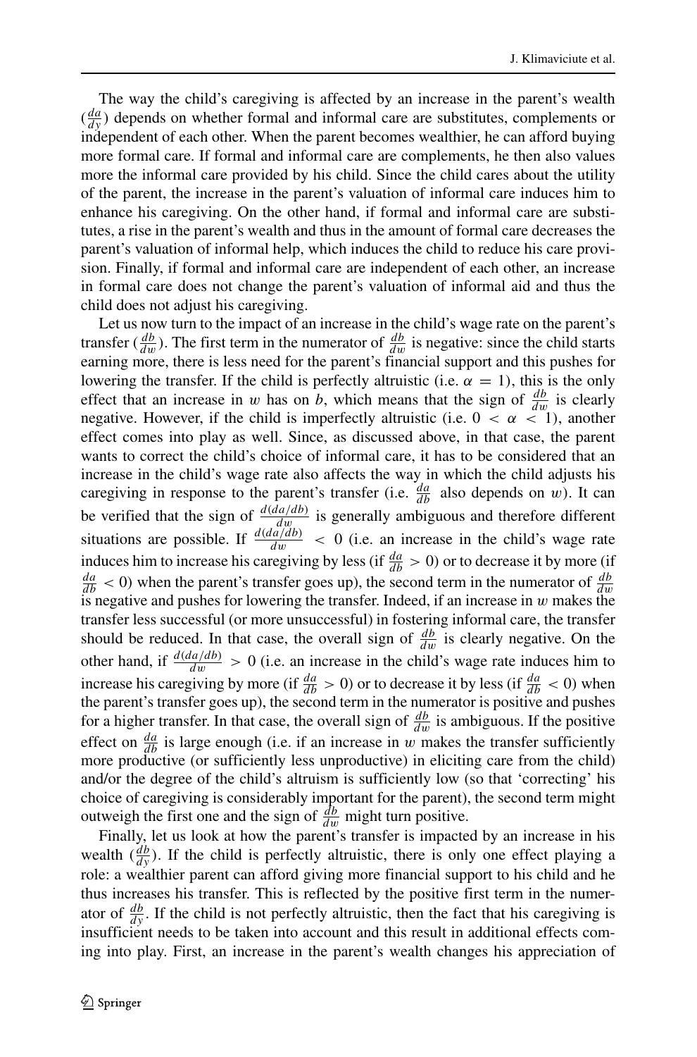The way the child's caregiving is affected by an increase in the parent's wealth ($\frac{da}{dy}$) depends on whether formal and informal care are substitutes, complements or independent of each other. When the parent becomes wealthier, he can afford buying more formal care. If formal and informal care are complements, he then also values more the informal care provided by his child. Since the child cares about the utility of the parent, the increase in the parent's valuation of informal care induces him to enhance his caregiving. On the other hand, if formal and informal care are substitutes, a rise in the parent's wealth and thus in the amount of formal care decreases the parent's valuation of informal help, which induces the child to reduce his care provision. Finally, if formal and informal care are independent of each other, an increase in formal care does not change the parent's valuation of informal aid and thus the child does not adjust his caregiving.

Let us now turn to the impact of an increase in the child's wage rate on the parent's transfer ($\frac{db}{dw}$). The first term in the numerator of $\frac{db}{dw}$ is negative: since the child starts earning more, there is less need for the parent's financial support and this pushes for lowering the transfer. If the child is perfectly altruistic (i.e. $\alpha = 1$), this is the only effect that an increase in $w$ has on $b$, which means that the sign of $\frac{db}{dw}$ is clearly negative. However, if the child is imperfectly altruistic (i.e. $0 < \alpha < 1$), another effect comes into play as well. Since, as discussed above, in that case, the parent wants to correct the child's choice of informal care, it has to be considered that an increase in the child's wage rate also affects the way in which the child adjusts his caregiving in response to the parent's transfer (i.e. $\frac{da}{db}$ also depends on $w$). It can be verified that the sign of $\frac{d(da/db)}{dw}$ is generally ambiguous and therefore different situations are possible. If $\frac{d(da/db)}{dw} < 0$ (i.e. an increase in the child's wage rate induces him to increase his caregiving by less (if $\frac{da}{db} > 0$) or to decrease it by more (if $\frac{da}{db} < 0$) when the parent's transfer goes up), the second term in the numerator of $\frac{db}{dw}$ is negative and pushes for lowering the transfer. Indeed, if an increase in $w$ makes the transfer less successful (or more unsuccessful) in fostering informal care, the transfer should be reduced. In that case, the overall sign of $\frac{db}{dw}$ is clearly negative. On the other hand, if $\frac{d(da/db)}{dw} > 0$ (i.e. an increase in the child's wage rate induces him to increase his caregiving by more (if $\frac{da}{db} > 0$) or to decrease it by less (if $\frac{da}{db} < 0$) when the parent's transfer goes up), the second term in the numerator is positive and pushes for a higher transfer. In that case, the overall sign of $\frac{db}{dw}$ is ambiguous. If the positive effect on $\frac{da}{db}$ is large enough (i.e. if an increase in $w$ makes the transfer sufficiently more productive (or sufficiently less unproductive) in eliciting care from the child) and/or the degree of the child's altruism is sufficiently low (so that 'correcting' his choice of caregiving is considerably important for the parent), the second term might outweigh the first one and the sign of $\frac{db}{dw}$ might turn positive.

Finally, let us look at how the parent's transfer is impacted by an increase in his wealth ($\frac{db}{dy}$). If the child is perfectly altruistic, there is only one effect playing a role: a wealthier parent can afford giving more financial support to his child and he thus increases his transfer. This is reflected by the positive first term in the numerator of $\frac{db}{dy}$. If the child is not perfectly altruistic, then the fact that his caregiving is insufficient needs to be taken into account and this result in additional effects coming into play. First, an increase in the parent's wealth changes his appreciation of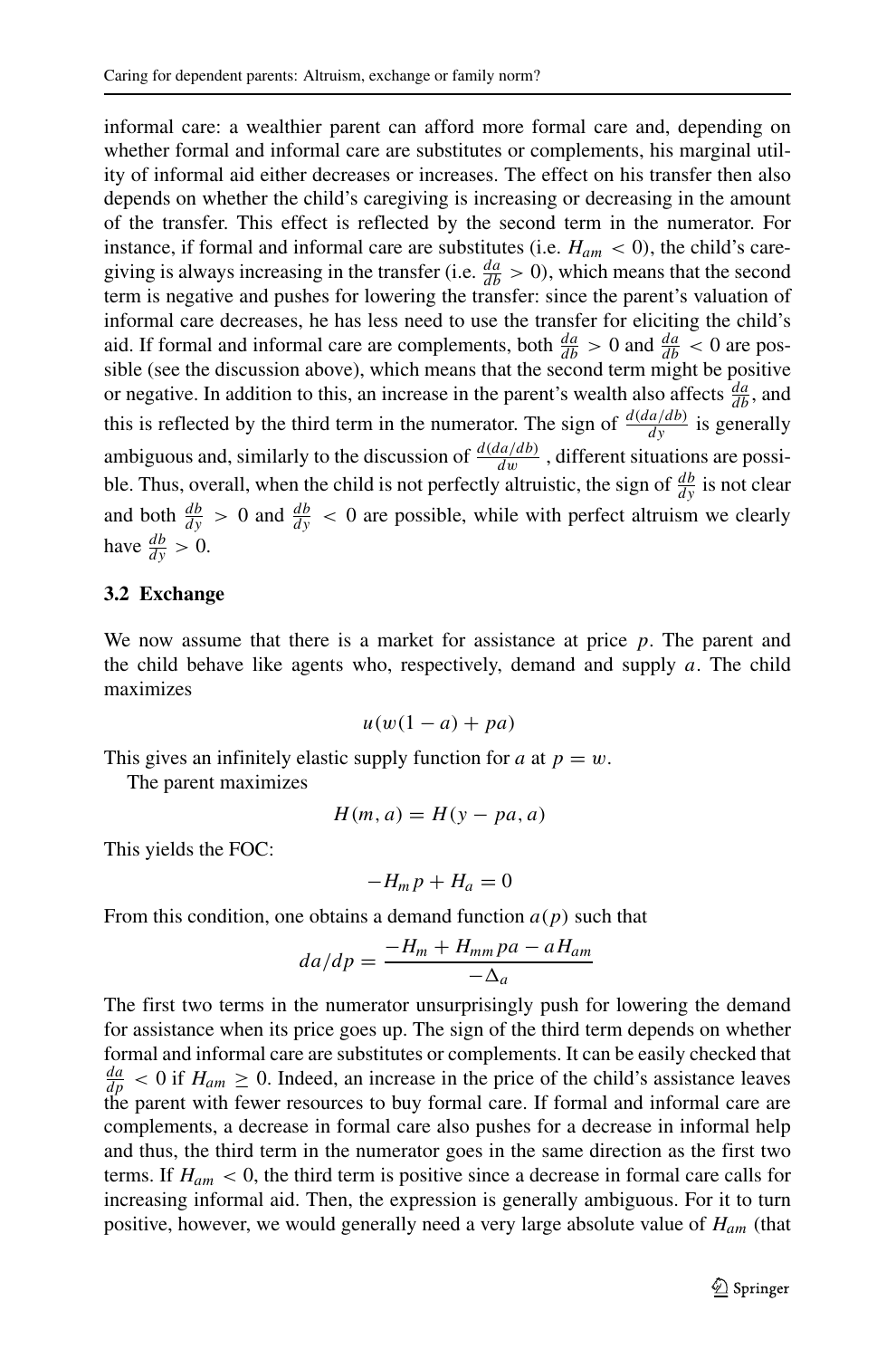informal care: a wealthier parent can afford more formal care and, depending on whether formal and informal care are substitutes or complements, his marginal utility of informal aid either decreases or increases. The effect on his transfer then also depends on whether the child's caregiving is increasing or decreasing in the amount of the transfer. This effect is reflected by the second term in the numerator. For instance, if formal and informal care are substitutes (i.e. $H_{am} < 0$), the child's caregiving is always increasing in the transfer (i.e. $\frac{da}{db} > 0$), which means that the second term is negative and pushes for lowering the transfer: since the parent's valuation of informal care decreases, he has less need to use the transfer for eliciting the child's aid. If formal and informal care are complements, both $\frac{da}{db} > 0$ and $\frac{da}{db} < 0$ are possible (see the discussion above), which means that the second term might be positive or negative. In addition to this, an increase in the parent's wealth also affects $\frac{da}{db}$, and this is reflected by the third term in the numerator. The sign of $\frac{d(da/db)}{dy}$ is generally ambiguous and, similarly to the discussion of $\frac{d(da/db)}{dw}$, different situations are possible. Thus, overall, when the child is not perfectly altruistic, the sign of $\frac{db}{dy}$ is not clear and both $\frac{db}{dy} > 0$ and $\frac{db}{dy} < 0$ are possible, while with perfect altruism we clearly have $\frac{db}{dy} > 0$.

### 3.2 Exchange

We now assume that there is a market for assistance at price $p$. The parent and the child behave like agents who, respectively, demand and supply $a$. The child maximizes

$$u(w(1-a) + pa)$$

This gives an infinitely elastic supply function for $a$ at $p = w$.

The parent maximizes

$$H(m, a) = H(y - pa, a)$$

This yields the FOC:

$$-H_m p + H_a = 0$$

From this condition, one obtains a demand function $a(p)$ such that

$$da/dp = \frac{-H_m + H_{mm} pa - aH_{am}}{-\Delta_a}$$

The first two terms in the numerator unsurprisingly push for lowering the demand for assistance when its price goes up. The sign of the third term depends on whether formal and informal care are substitutes or complements. It can be easily checked that $\frac{da}{dp} < 0$ if $H_{am} \geq 0$. Indeed, an increase in the price of the child's assistance leaves the parent with fewer resources to buy formal care. If formal and informal care are complements, a decrease in formal care also pushes for a decrease in informal help and thus, the third term in the numerator goes in the same direction as the first two terms. If $H_{am} < 0$, the third term is positive since a decrease in formal care calls for increasing informal aid. Then, the expression is generally ambiguous. For it to turn positive, however, we would generally need a very large absolute value of $H_{am}$ (that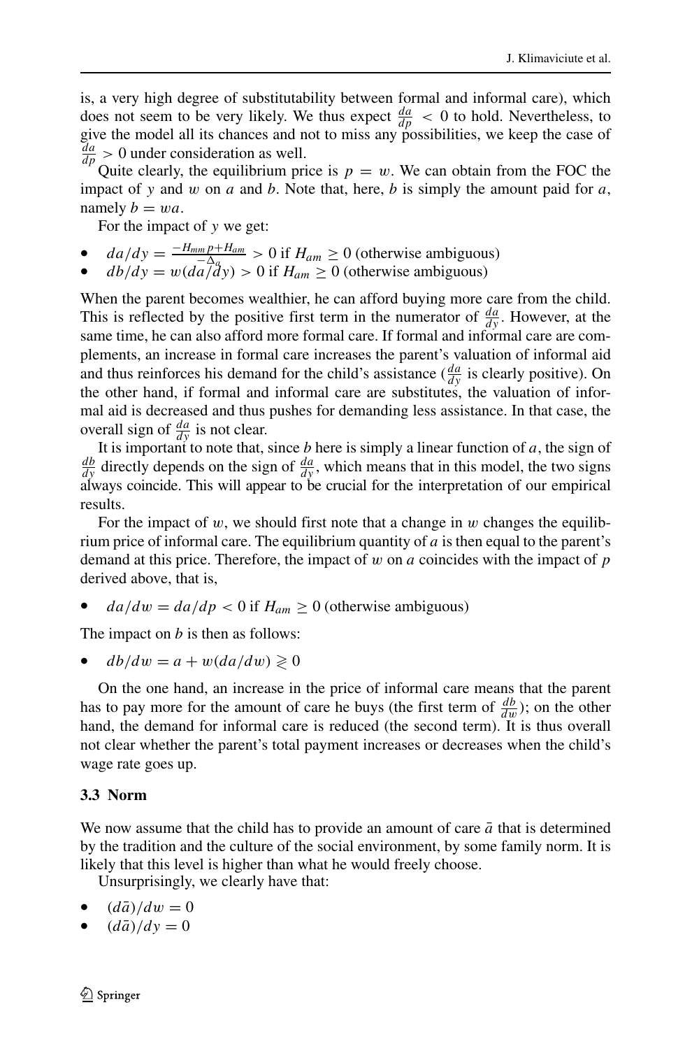is, a very high degree of substitutability between formal and informal care), which does not seem to be very likely. We thus expect $\frac{da}{dp} < 0$ to hold. Nevertheless, to give the model all its chances and not to miss any possibilities, we keep the case of $\frac{da}{dp} > 0$ under consideration as well.

Quite clearly, the equilibrium price is $p = w$. We can obtain from the FOC the impact of $y$ and $w$ on $a$ and $b$. Note that, here, $b$ is simply the amount paid for $a$, namely $b = wa$.

For the impact of $y$ we get:

- $da/dy = \frac{-H_{mm}p + H_{am}}{-\Delta_a} > 0$ if $H_{am} \geq 0$ (otherwise ambiguous)
- $db/dy = w(da/dy) > 0$ if $H_{am} \geq 0$ (otherwise ambiguous)

When the parent becomes wealthier, he can afford buying more care from the child. This is reflected by the positive first term in the numerator of $\frac{da}{dy}$. However, at the same time, he can also afford more formal care. If formal and informal care are complements, an increase in formal care increases the parent's valuation of informal aid and thus reinforces his demand for the child's assistance ($\frac{da}{dy}$ is clearly positive). On the other hand, if formal and informal care are substitutes, the valuation of informal aid is decreased and thus pushes for demanding less assistance. In that case, the overall sign of $\frac{da}{dy}$ is not clear.

It is important to note that, since $b$ here is simply a linear function of $a$, the sign of $\frac{db}{dy}$ directly depends on the sign of $\frac{da}{dy}$, which means that in this model, the two signs always coincide. This will appear to be crucial for the interpretation of our empirical results.

For the impact of $w$, we should first note that a change in $w$ changes the equilibrium price of informal care. The equilibrium quantity of $a$ is then equal to the parent's demand at this price. Therefore, the impact of $w$ on $a$ coincides with the impact of $p$ derived above, that is,

- $da/dw = da/dp < 0$ if $H_{am} \geq 0$ (otherwise ambiguous)

The impact on $b$ is then as follows:

- $db/dw = a + w(da/dw) \gtrless 0$

On the one hand, an increase in the price of informal care means that the parent has to pay more for the amount of care he buys (the first term of $\frac{db}{dw}$); on the other hand, the demand for informal care is reduced (the second term). It is thus overall not clear whether the parent's total payment increases or decreases when the child's wage rate goes up.

### 3.3 Norm

We now assume that the child has to provide an amount of care $\bar{a}$ that is determined by the tradition and the culture of the social environment, by some family norm. It is likely that this level is higher than what he would freely choose.

Unsurprisingly, we clearly have that:

- $(d\bar{a})/dw = 0$
- $(d\bar{a})/dy = 0$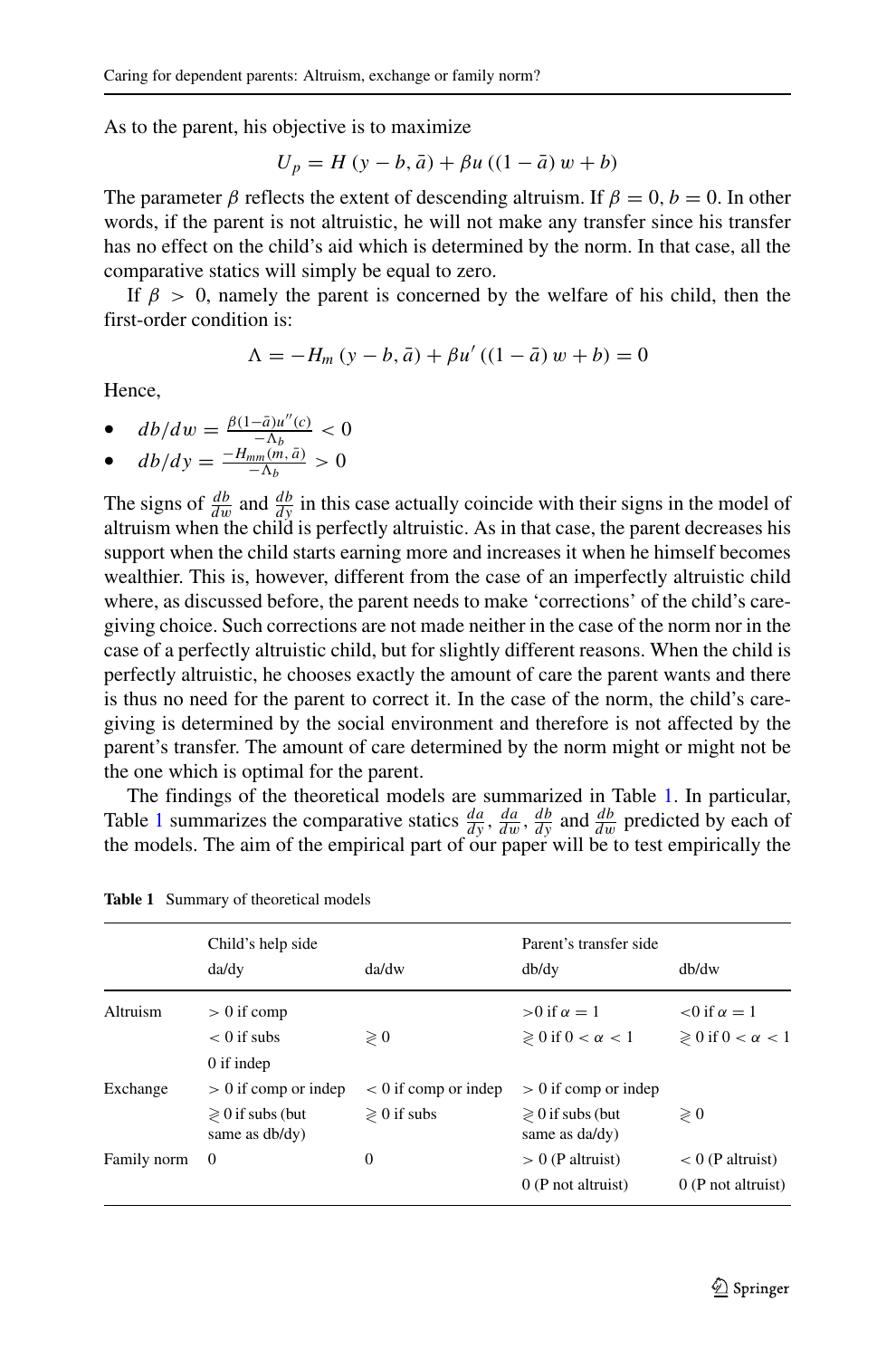As to the parent, his objective is to maximize

$$U_p = H\left(y - b, \bar{a}\right) + \beta u\left(\left(1 - \bar{a}\right) w + b\right)$$

The parameter $\beta$ reflects the extent of descending altruism. If $\beta = 0$, $b = 0$. In other words, if the parent is not altruistic, he will not make any transfer since his transfer has no effect on the child's aid which is determined by the norm. In that case, all the comparative statics will simply be equal to zero.

If $\beta > 0$, namely the parent is concerned by the welfare of his child, then the first-order condition is:

$$\Lambda = -H_m\left(y - b, \bar{a}\right) + \beta u'\left(\left(1 - \bar{a}\right) w + b\right) = 0$$

Hence,

- $db/dw = \frac{\beta(1-\bar{a})u''(c)}{-\Lambda_b} < 0$
- $db/dy = \frac{-H_{mm}(m,\bar{a})}{-\Lambda_b} > 0$

The signs of $\frac{db}{dw}$ and $\frac{db}{dy}$ in this case actually coincide with their signs in the model of altruism when the child is perfectly altruistic. As in that case, the parent decreases his support when the child starts earning more and increases it when he himself becomes wealthier. This is, however, different from the case of an imperfectly altruistic child where, as discussed before, the parent needs to make 'corrections' of the child's caregiving choice. Such corrections are not made neither in the case of the norm nor in the case of a perfectly altruistic child, but for slightly different reasons. When the child is perfectly altruistic, he chooses exactly the amount of care the parent wants and there is thus no need for the parent to correct it. In the case of the norm, the child's caregiving is determined by the social environment and therefore is not affected by the parent's transfer. The amount of care determined by the norm might or might not be the one which is optimal for the parent.

The findings of the theoretical models are summarized in Table 1. In particular, Table 1 summarizes the comparative statics $\frac{da}{dy}$, $\frac{da}{dw}$, $\frac{db}{dy}$ and $\frac{db}{dw}$ predicted by each of the models. The aim of the empirical part of our paper will be to test empirically the

**Table 1** Summary of theoretical models

| | Child's help side | | Parent's transfer side | |
|---|---|---|---|---|
| | da/dy | da/dw | db/dy | db/dw |
| Altruism | $> 0$ if comp | | $>0$ if $\alpha = 1$ | $<0$ if $\alpha = 1$ |
| | $< 0$ if subs | $\gtrless 0$ | $\gtrless 0$ if $0 < \alpha < 1$ | $\gtrless 0$ if $0 < \alpha < 1$ |
| | 0 if indep | | | |
| Exchange | $> 0$ if comp or indep | $< 0$ if comp or indep | $> 0$ if comp or indep | |
| | $\gtrless 0$ if subs (but same as db/dy) | $\gtrless 0$ if subs | $\gtrless 0$ if subs (but same as da/dy) | $\gtrless 0$ |
| Family norm | 0 | 0 | $> 0$ (P altruist) | $< 0$ (P altruist) |
| | | | 0 (P not altruist) | 0 (P not altruist) |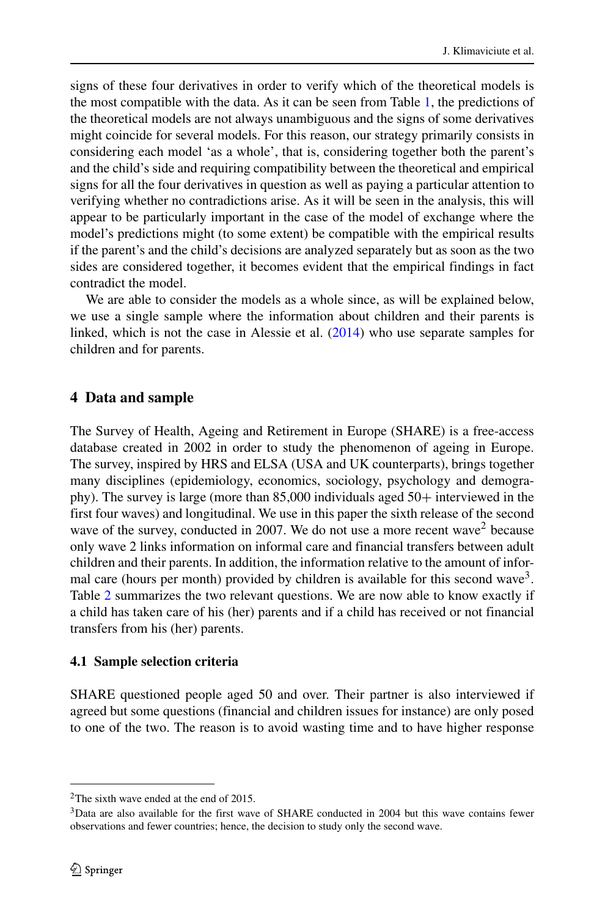signs of these four derivatives in order to verify which of the theoretical models is the most compatible with the data. As it can be seen from Table 1, the predictions of the theoretical models are not always unambiguous and the signs of some derivatives might coincide for several models. For this reason, our strategy primarily consists in considering each model 'as a whole', that is, considering together both the parent's and the child's side and requiring compatibility between the theoretical and empirical signs for all the four derivatives in question as well as paying a particular attention to verifying whether no contradictions arise. As it will be seen in the analysis, this will appear to be particularly important in the case of the model of exchange where the model's predictions might (to some extent) be compatible with the empirical results if the parent's and the child's decisions are analyzed separately but as soon as the two sides are considered together, it becomes evident that the empirical findings in fact contradict the model.

We are able to consider the models as a whole since, as will be explained below, we use a single sample where the information about children and their parents is linked, which is not the case in Alessie et al. (2014) who use separate samples for children and for parents.

## 4 Data and sample

The Survey of Health, Ageing and Retirement in Europe (SHARE) is a free-access database created in 2002 in order to study the phenomenon of ageing in Europe. The survey, inspired by HRS and ELSA (USA and UK counterparts), brings together many disciplines (epidemiology, economics, sociology, psychology and demography). The survey is large (more than 85,000 individuals aged 50+ interviewed in the first four waves) and longitudinal. We use in this paper the sixth release of the second wave of the survey, conducted in 2007. We do not use a more recent wave[2] because only wave 2 links information on informal care and financial transfers between adult children and their parents. In addition, the information relative to the amount of informal care (hours per month) provided by children is available for this second wave[3]. Table 2 summarizes the two relevant questions. We are now able to know exactly if a child has taken care of his (her) parents and if a child has received or not financial transfers from his (her) parents.

### 4.1 Sample selection criteria

SHARE questioned people aged 50 and over. Their partner is also interviewed if agreed but some questions (financial and children issues for instance) are only posed to one of the two. The reason is to avoid wasting time and to have higher response

[2] The sixth wave ended at the end of 2015.

[3] Data are also available for the first wave of SHARE conducted in 2004 but this wave contains fewer observations and fewer countries; hence, the decision to study only the second wave.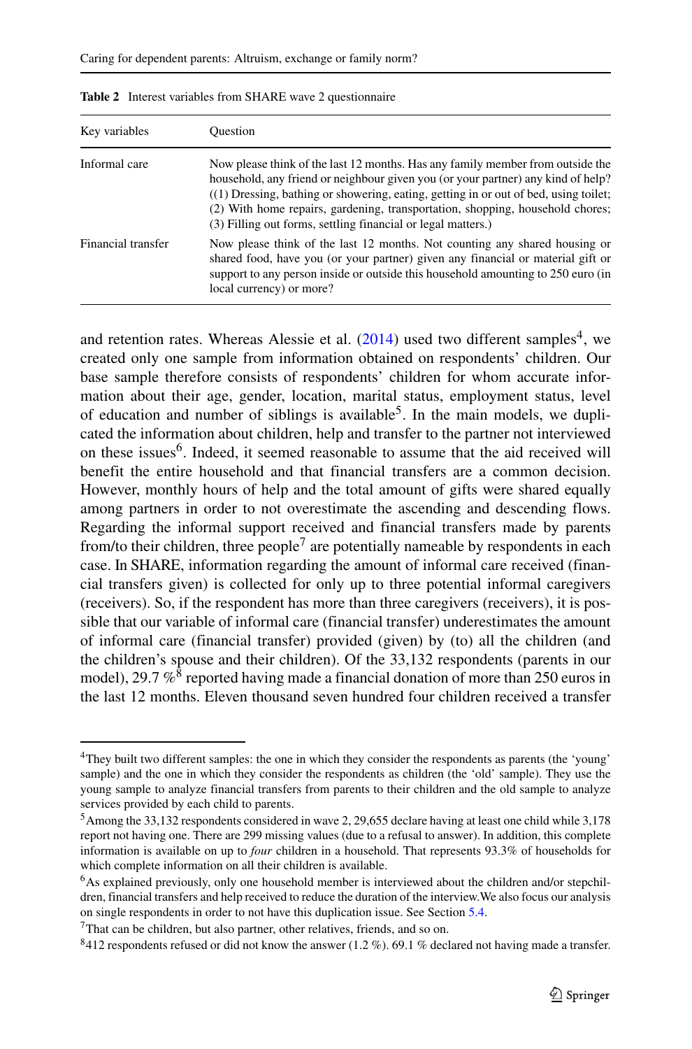**Table 2** Interest variables from SHARE wave 2 questionnaire

| Key variables | Question |
|---|---|
| Informal care | Now please think of the last 12 months. Has any family member from outside the household, any friend or neighbour given you (or your partner) any kind of help? ((1) Dressing, bathing or showering, eating, getting in or out of bed, using toilet; (2) With home repairs, gardening, transportation, shopping, household chores; (3) Filling out forms, settling financial or legal matters.) |
| Financial transfer | Now please think of the last 12 months. Not counting any shared housing or shared food, have you (or your partner) given any financial or material gift or support to any person inside or outside this household amounting to 250 euro (in local currency) or more? |

and retention rates. Whereas Alessie et al. (2014) used two different samples[4], we created only one sample from information obtained on respondents' children. Our base sample therefore consists of respondents' children for whom accurate information about their age, gender, location, marital status, employment status, level of education and number of siblings is available[5]. In the main models, we duplicated the information about children, help and transfer to the partner not interviewed on these issues[6]. Indeed, it seemed reasonable to assume that the aid received will benefit the entire household and that financial transfers are a common decision. However, monthly hours of help and the total amount of gifts were shared equally among partners in order to not overestimate the ascending and descending flows. Regarding the informal support received and financial transfers made by parents from/to their children, three people[7] are potentially nameable by respondents in each case. In SHARE, information regarding the amount of informal care received (financial transfers given) is collected for only up to three potential informal caregivers (receivers). So, if the respondent has more than three caregivers (receivers), it is possible that our variable of informal care (financial transfer) underestimates the amount of informal care (financial transfer) provided (given) by (to) all the children (and the children's spouse and their children). Of the 33,132 respondents (parents in our model), 29.7 %[8] reported having made a financial donation of more than 250 euros in the last 12 months. Eleven thousand seven hundred four children received a transfer

[4] They built two different samples: the one in which they consider the respondents as parents (the 'young' sample) and the one in which they consider the respondents as children (the 'old' sample). They use the young sample to analyze financial transfers from parents to their children and the old sample to analyze services provided by each child to parents.

[5] Among the 33,132 respondents considered in wave 2, 29,655 declare having at least one child while 3,178 report not having one. There are 299 missing values (due to a refusal to answer). In addition, this complete information is available on up to *four* children in a household. That represents 93.3% of households for which complete information on all their children is available.

[6] As explained previously, only one household member is interviewed about the children and/or stepchildren, financial transfers and help received to reduce the duration of the interview.We also focus our analysis on single respondents in order to not have this duplication issue. See Section 5.4.

[7] That can be children, but also partner, other relatives, friends, and so on.

[8] 412 respondents refused or did not know the answer (1.2 %). 69.1 % declared not having made a transfer.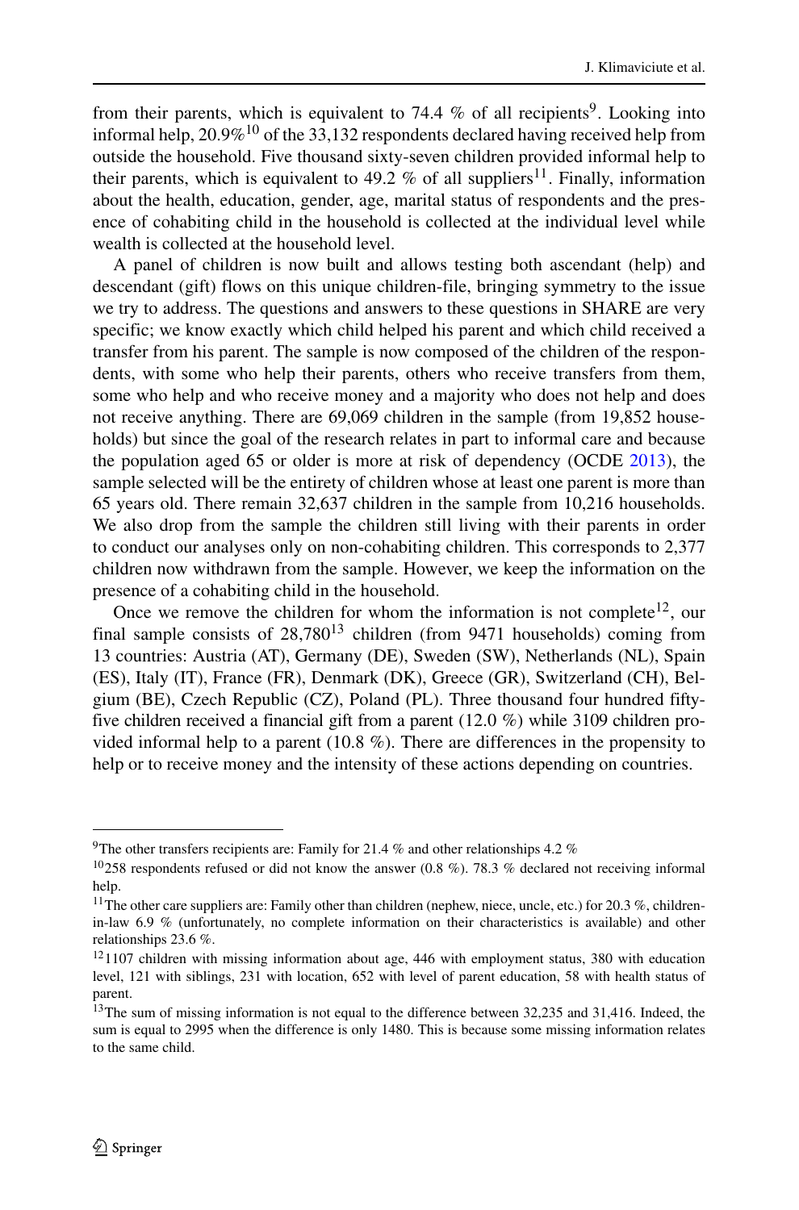from their parents, which is equivalent to 74.4 % of all recipients[9]. Looking into informal help, 20.9%[10] of the 33,132 respondents declared having received help from outside the household. Five thousand sixty-seven children provided informal help to their parents, which is equivalent to 49.2 % of all suppliers[11]. Finally, information about the health, education, gender, age, marital status of respondents and the presence of cohabiting child in the household is collected at the individual level while wealth is collected at the household level.

A panel of children is now built and allows testing both ascendant (help) and descendant (gift) flows on this unique children-file, bringing symmetry to the issue we try to address. The questions and answers to these questions in SHARE are very specific; we know exactly which child helped his parent and which child received a transfer from his parent. The sample is now composed of the children of the respondents, with some who help their parents, others who receive transfers from them, some who help and who receive money and a majority who does not help and does not receive anything. There are 69,069 children in the sample (from 19,852 households) but since the goal of the research relates in part to informal care and because the population aged 65 or older is more at risk of dependency (OCDE 2013), the sample selected will be the entirety of children whose at least one parent is more than 65 years old. There remain 32,637 children in the sample from 10,216 households. We also drop from the sample the children still living with their parents in order to conduct our analyses only on non-cohabiting children. This corresponds to 2,377 children now withdrawn from the sample. However, we keep the information on the presence of a cohabiting child in the household.

Once we remove the children for whom the information is not complete[12], our final sample consists of 28,780[13] children (from 9471 households) coming from 13 countries: Austria (AT), Germany (DE), Sweden (SW), Netherlands (NL), Spain (ES), Italy (IT), France (FR), Denmark (DK), Greece (GR), Switzerland (CH), Belgium (BE), Czech Republic (CZ), Poland (PL). Three thousand four hundred fifty-five children received a financial gift from a parent (12.0 %) while 3109 children provided informal help to a parent (10.8 %). There are differences in the propensity to help or to receive money and the intensity of these actions depending on countries.

---

[9] The other transfers recipients are: Family for 21.4 % and other relationships 4.2 %

[10] 258 respondents refused or did not know the answer (0.8 %). 78.3 % declared not receiving informal help.

[11] The other care suppliers are: Family other than children (nephew, niece, uncle, etc.) for 20.3 %, children-in-law 6.9 % (unfortunately, no complete information on their characteristics is available) and other relationships 23.6 %.

[12] 1107 children with missing information about age, 446 with employment status, 380 with education level, 121 with siblings, 231 with location, 652 with level of parent education, 58 with health status of parent.

[13] The sum of missing information is not equal to the difference between 32,235 and 31,416. Indeed, the sum is equal to 2995 when the difference is only 1480. This is because some missing information relates to the same child.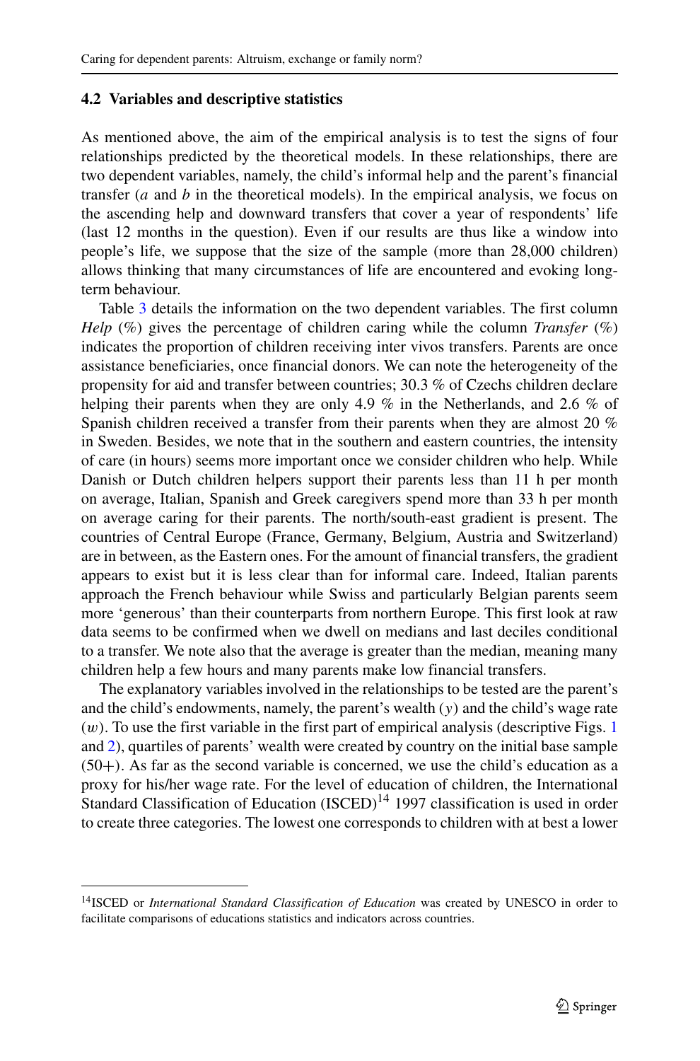### 4.2 Variables and descriptive statistics

As mentioned above, the aim of the empirical analysis is to test the signs of four relationships predicted by the theoretical models. In these relationships, there are two dependent variables, namely, the child's informal help and the parent's financial transfer ($a$ and $b$ in the theoretical models). In the empirical analysis, we focus on the ascending help and downward transfers that cover a year of respondents' life (last 12 months in the question). Even if our results are thus like a window into people's life, we suppose that the size of the sample (more than 28,000 children) allows thinking that many circumstances of life are encountered and evoking long-term behaviour.

Table 3 details the information on the two dependent variables. The first column *Help* (%) gives the percentage of children caring while the column *Transfer* (%) indicates the proportion of children receiving inter vivos transfers. Parents are once assistance beneficiaries, once financial donors. We can note the heterogeneity of the propensity for aid and transfer between countries; 30.3 % of Czechs children declare helping their parents when they are only 4.9 % in the Netherlands, and 2.6 % of Spanish children received a transfer from their parents when they are almost 20 % in Sweden. Besides, we note that in the southern and eastern countries, the intensity of care (in hours) seems more important once we consider children who help. While Danish or Dutch children helpers support their parents less than 11 h per month on average, Italian, Spanish and Greek caregivers spend more than 33 h per month on average caring for their parents. The north/south-east gradient is present. The countries of Central Europe (France, Germany, Belgium, Austria and Switzerland) are in between, as the Eastern ones. For the amount of financial transfers, the gradient appears to exist but it is less clear than for informal care. Indeed, Italian parents approach the French behaviour while Swiss and particularly Belgian parents seem more 'generous' than their counterparts from northern Europe. This first look at raw data seems to be confirmed when we dwell on medians and last deciles conditional to a transfer. We note also that the average is greater than the median, meaning many children help a few hours and many parents make low financial transfers.

The explanatory variables involved in the relationships to be tested are the parent's and the child's endowments, namely, the parent's wealth ($y$) and the child's wage rate ($w$). To use the first variable in the first part of empirical analysis (descriptive Figs. 1 and 2), quartiles of parents' wealth were created by country on the initial base sample (50+). As far as the second variable is concerned, we use the child's education as a proxy for his/her wage rate. For the level of education of children, the International Standard Classification of Education (ISCED)[14] 1997 classification is used in order to create three categories. The lowest one corresponds to children with at best a lower

[14]ISCED or *International Standard Classification of Education* was created by UNESCO in order to facilitate comparisons of educations statistics and indicators across countries.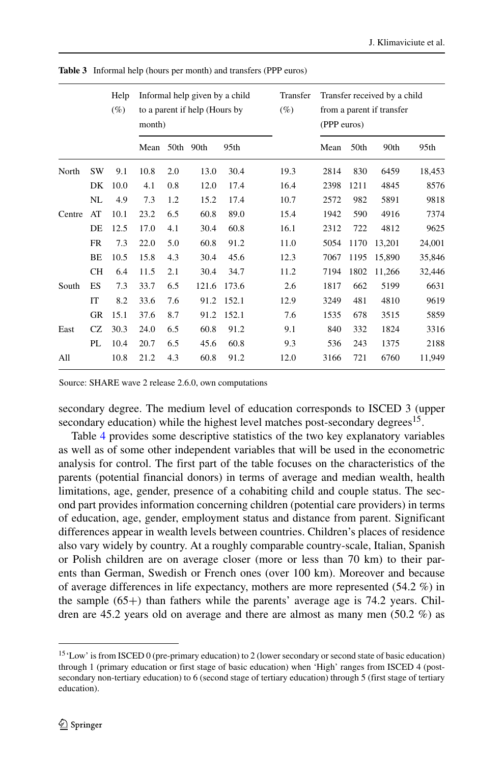**Table 3** Informal help (hours per month) and transfers (PPP euros)

| | | Help (%) | Informal help given by a child to a parent if help (Hours by month) | | | | Transfer (%) | Transfer received by a child from a parent if transfer (PPP euros) | | | |
|---|---|---|---|---|---|---|---|---|---|---|---|
| | | | Mean | 50th | 90th | 95th | | Mean | 50th | 90th | 95th |
| North | SW | 9.1 | 10.8 | 2.0 | 13.0 | 30.4 | 19.3 | 2814 | 830 | 6459 | 18,453 |
| | DK | 10.0 | 4.1 | 0.8 | 12.0 | 17.4 | 16.4 | 2398 | 1211 | 4845 | 8576 |
| | NL | 4.9 | 7.3 | 1.2 | 15.2 | 17.4 | 10.7 | 2572 | 982 | 5891 | 9818 |
| Centre | AT | 10.1 | 23.2 | 6.5 | 60.8 | 89.0 | 15.4 | 1942 | 590 | 4916 | 7374 |
| | DE | 12.5 | 17.0 | 4.1 | 30.4 | 60.8 | 16.1 | 2312 | 722 | 4812 | 9625 |
| | FR | 7.3 | 22.0 | 5.0 | 60.8 | 91.2 | 11.0 | 5054 | 1170 | 13,201 | 24,001 |
| | BE | 10.5 | 15.8 | 4.3 | 30.4 | 45.6 | 12.3 | 7067 | 1195 | 15,890 | 35,846 |
| | CH | 6.4 | 11.5 | 2.1 | 30.4 | 34.7 | 11.2 | 7194 | 1802 | 11,266 | 32,446 |
| South | ES | 7.3 | 33.7 | 6.5 | 121.6 | 173.6 | 2.6 | 1817 | 662 | 5199 | 6631 |
| | IT | 8.2 | 33.6 | 7.6 | 91.2 | 152.1 | 12.9 | 3249 | 481 | 4810 | 9619 |
| | GR | 15.1 | 37.6 | 8.7 | 91.2 | 152.1 | 7.6 | 1535 | 678 | 3515 | 5859 |
| East | CZ | 30.3 | 24.0 | 6.5 | 60.8 | 91.2 | 9.1 | 840 | 332 | 1824 | 3316 |
| | PL | 10.4 | 20.7 | 6.5 | 45.6 | 60.8 | 9.3 | 536 | 243 | 1375 | 2188 |
| All | | 10.8 | 21.2 | 4.3 | 60.8 | 91.2 | 12.0 | 3166 | 721 | 6760 | 11,949 |

Source: SHARE wave 2 release 2.6.0, own computations

secondary degree. The medium level of education corresponds to ISCED 3 (upper secondary education) while the highest level matches post-secondary degrees[15].

Table 4 provides some descriptive statistics of the two key explanatory variables as well as of some other independent variables that will be used in the econometric analysis for control. The first part of the table focuses on the characteristics of the parents (potential financial donors) in terms of average and median wealth, health limitations, age, gender, presence of a cohabiting child and couple status. The second part provides information concerning children (potential care providers) in terms of education, age, gender, employment status and distance from parent. Significant differences appear in wealth levels between countries. Children's places of residence also vary widely by country. At a roughly comparable country-scale, Italian, Spanish or Polish children are on average closer (more or less than 70 km) to their parents than German, Swedish or French ones (over 100 km). Moreover and because of average differences in life expectancy, mothers are more represented (54.2 %) in the sample (65+) than fathers while the parents' average age is 74.2 years. Children are 45.2 years old on average and there are almost as many men (50.2 %) as

[15] 'Low' is from ISCED 0 (pre-primary education) to 2 (lower secondary or second state of basic education) through 1 (primary education or first stage of basic education) when 'High' ranges from ISCED 4 (post-secondary non-tertiary education) to 6 (second stage of tertiary education) through 5 (first stage of tertiary education).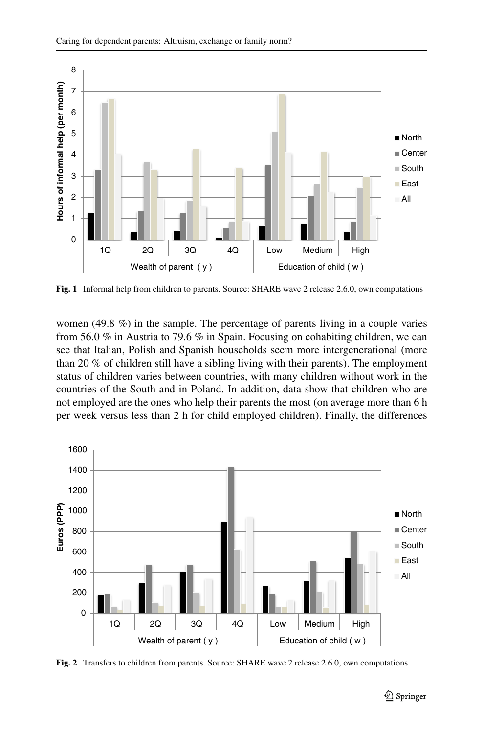Fig. 1 Informal help from children to parents. Source: SHARE wave 2 release 2.6.0, own computations

women (49.8 %) in the sample. The percentage of parents living in a couple varies from 56.0 % in Austria to 79.6 % in Spain. Focusing on cohabiting children, we can see that Italian, Polish and Spanish households seem more intergenerational (more than 20 % of children still have a sibling living with their parents). The employment status of children varies between countries, with many children without work in the countries of the South and in Poland. In addition, data show that children who are not employed are the ones who help their parents the most (on average more than 6 h per week versus less than 2 h for child employed children). Finally, the differences

Fig. 2 Transfers to children from parents. Source: SHARE wave 2 release 2.6.0, own computations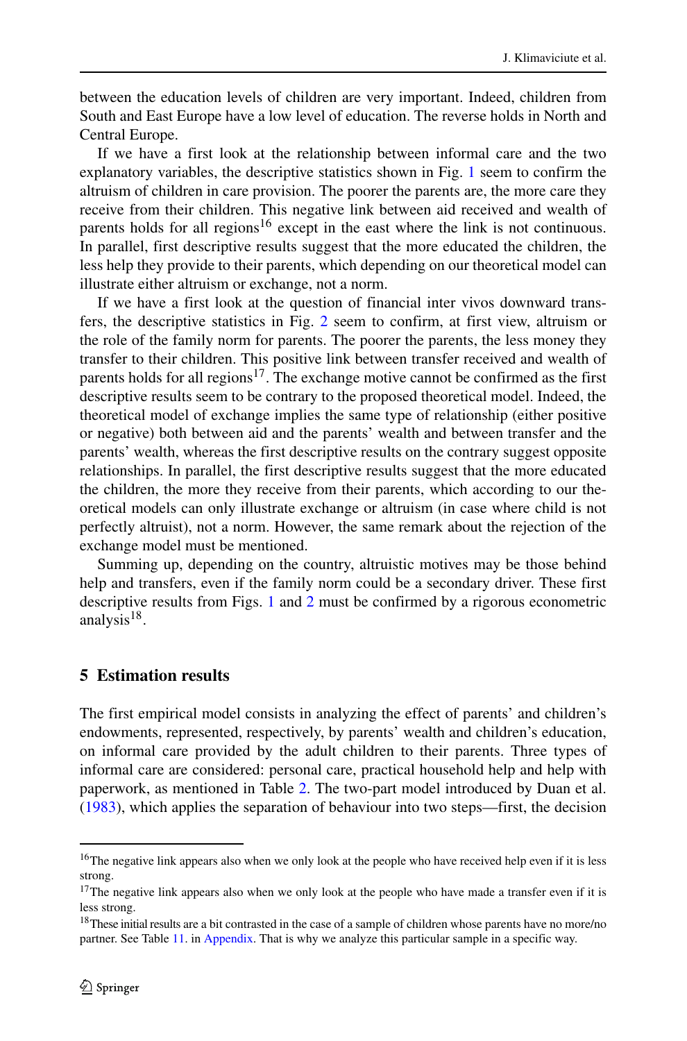between the education levels of children are very important. Indeed, children from South and East Europe have a low level of education. The reverse holds in North and Central Europe.

If we have a first look at the relationship between informal care and the two explanatory variables, the descriptive statistics shown in Fig. 1 seem to confirm the altruism of children in care provision. The poorer the parents are, the more care they receive from their children. This negative link between aid received and wealth of parents holds for all regions[16] except in the east where the link is not continuous. In parallel, first descriptive results suggest that the more educated the children, the less help they provide to their parents, which depending on our theoretical model can illustrate either altruism or exchange, not a norm.

If we have a first look at the question of financial inter vivos downward transfers, the descriptive statistics in Fig. 2 seem to confirm, at first view, altruism or the role of the family norm for parents. The poorer the parents, the less money they transfer to their children. This positive link between transfer received and wealth of parents holds for all regions[17]. The exchange motive cannot be confirmed as the first descriptive results seem to be contrary to the proposed theoretical model. Indeed, the theoretical model of exchange implies the same type of relationship (either positive or negative) both between aid and the parents' wealth and between transfer and the parents' wealth, whereas the first descriptive results on the contrary suggest opposite relationships. In parallel, the first descriptive results suggest that the more educated the children, the more they receive from their parents, which according to our theoretical models can only illustrate exchange or altruism (in case where child is not perfectly altruist), not a norm. However, the same remark about the rejection of the exchange model must be mentioned.

Summing up, depending on the country, altruistic motives may be those behind help and transfers, even if the family norm could be a secondary driver. These first descriptive results from Figs. 1 and 2 must be confirmed by a rigorous econometric analysis[18].

## 5 Estimation results

The first empirical model consists in analyzing the effect of parents' and children's endowments, represented, respectively, by parents' wealth and children's education, on informal care provided by the adult children to their parents. Three types of informal care are considered: personal care, practical household help and help with paperwork, as mentioned in Table 2. The two-part model introduced by Duan et al. (1983), which applies the separation of behaviour into two steps—first, the decision

---

[16] The negative link appears also when we only look at the people who have received help even if it is less strong.

[17] The negative link appears also when we only look at the people who have made a transfer even if it is less strong.

[18] These initial results are a bit contrasted in the case of a sample of children whose parents have no more/no partner. See Table 11. in Appendix. That is why we analyze this particular sample in a specific way.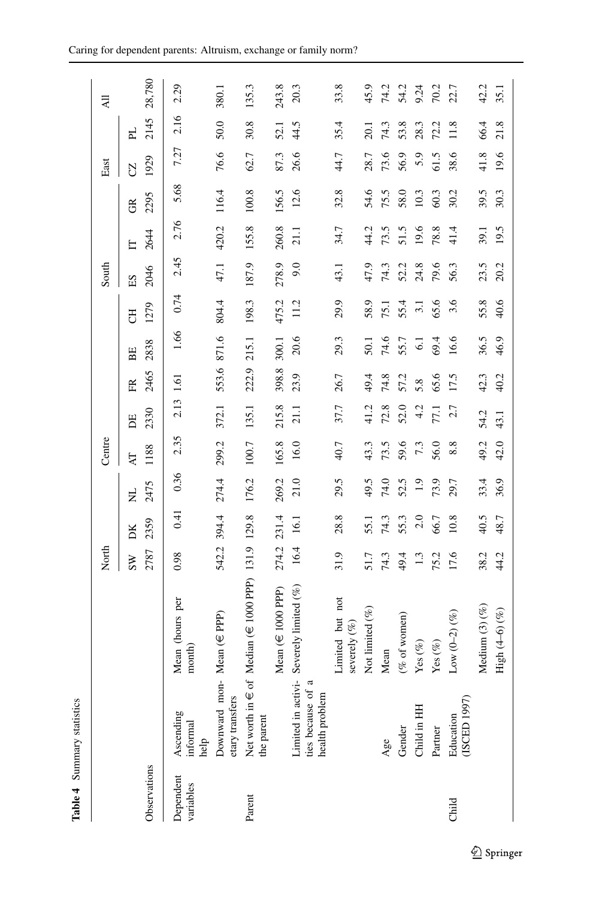**Table 4** Summary statistics

| | | | North | | | Centre | | | | | South | | | East | | All |
|---|---|---|---|---|---|---|---|---|---|---|---|---|---|---|---|---|
| | | | SW | DK | NL | AT | DE | FR | BE | CH | ES | IT | GR | CZ | PL | |
| Observations | | | 2787 | 2359 | 2475 | 1188 | 2330 | 2465 | 2838 | 1279 | 2046 | 2644 | 2295 | 1929 | 2145 | 28,780 |
| Dependent variables | Ascending informal help | Mean (hours per month) | 0.98 | 0.41 | 0.36 | 2.35 | 2.13 | 1.61 | 1.66 | 0.74 | 2.45 | 2.76 | 5.68 | 7.27 | 2.16 | 2.29 |
| | Downward monetary transfers | Mean (€ PPP) | 542.2 | 394.4 | 274.4 | 299.2 | 372.1 | 553.6 | 871.6 | 804.4 | 47.1 | 420.2 | 116.4 | 76.6 | 50.0 | 380.1 |
| Parent | Net worth in € of the parent | Median (€ 1000 PPP) | 131.9 | 129.8 | 176.2 | 100.7 | 135.1 | 222.9 | 215.1 | 198.3 | 187.9 | 155.8 | 100.8 | 62.7 | 30.8 | 135.3 |
| | | Mean (€ 1000 PPP) | 274.2 | 231.4 | 269.2 | 165.8 | 215.8 | 398.8 | 300.1 | 475.2 | 278.9 | 260.8 | 156.5 | 87.3 | 52.1 | 243.8 |
| | Limited in activities because of a health problem | Severely limited (%) | 16.4 | 16.1 | 21.0 | 16.0 | 21.1 | 23.9 | 20.6 | 11.2 | 9.0 | 21.1 | 12.6 | 26.6 | 44.5 | 20.3 |
| | | Limited but not severely (%) | 31.9 | 28.8 | 29.5 | 40.7 | 37.7 | 26.7 | 29.3 | 29.9 | 43.1 | 34.7 | 32.8 | 44.7 | 35.4 | 33.8 |
| | | Not limited (%) | 51.7 | 55.1 | 49.5 | 43.3 | 41.2 | 49.4 | 50.1 | 58.9 | 47.9 | 44.2 | 54.6 | 28.7 | 20.1 | 45.9 |
| | Age | Mean | 74.3 | 74.3 | 74.0 | 73.5 | 72.8 | 74.8 | 74.6 | 75.1 | 74.3 | 73.5 | 75.5 | 73.6 | 74.3 | 74.2 |
| | Gender | (% of women) | 49.4 | 55.3 | 52.5 | 59.6 | 52.0 | 57.2 | 55.7 | 55.4 | 52.2 | 51.5 | 58.0 | 56.9 | 53.8 | 54.2 |
| | Child in HH | Yes (%) | 1.3 | 2.0 | 1.9 | 7.3 | 4.2 | 5.8 | 6.1 | 3.1 | 24.8 | 19.6 | 10.3 | 5.9 | 28.3 | 9.24 |
| | Partner | Yes (%) | 75.2 | 66.7 | 73.9 | 56.0 | 77.1 | 65.6 | 69.4 | 65.6 | 79.6 | 78.8 | 60.3 | 61.5 | 72.2 | 70.2 |
| Child | Education (ISCED 1997) | Low (0–2) (%) | 17.6 | 10.8 | 29.7 | 8.8 | 2.7 | 17.5 | 16.6 | 3.6 | 56.3 | 41.4 | 30.2 | 38.6 | 11.8 | 22.7 |
| | | Medium (3) (%) | 38.2 | 40.5 | 33.4 | 49.2 | 54.2 | 42.3 | 36.5 | 55.8 | 23.5 | 39.1 | 39.5 | 41.8 | 66.4 | 42.2 |
| | | High (4–6) (%) | 44.2 | 48.7 | 36.9 | 42.0 | 43.1 | 40.2 | 46.9 | 40.6 | 20.2 | 19.5 | 30.3 | 19.6 | 21.8 | 35.1 |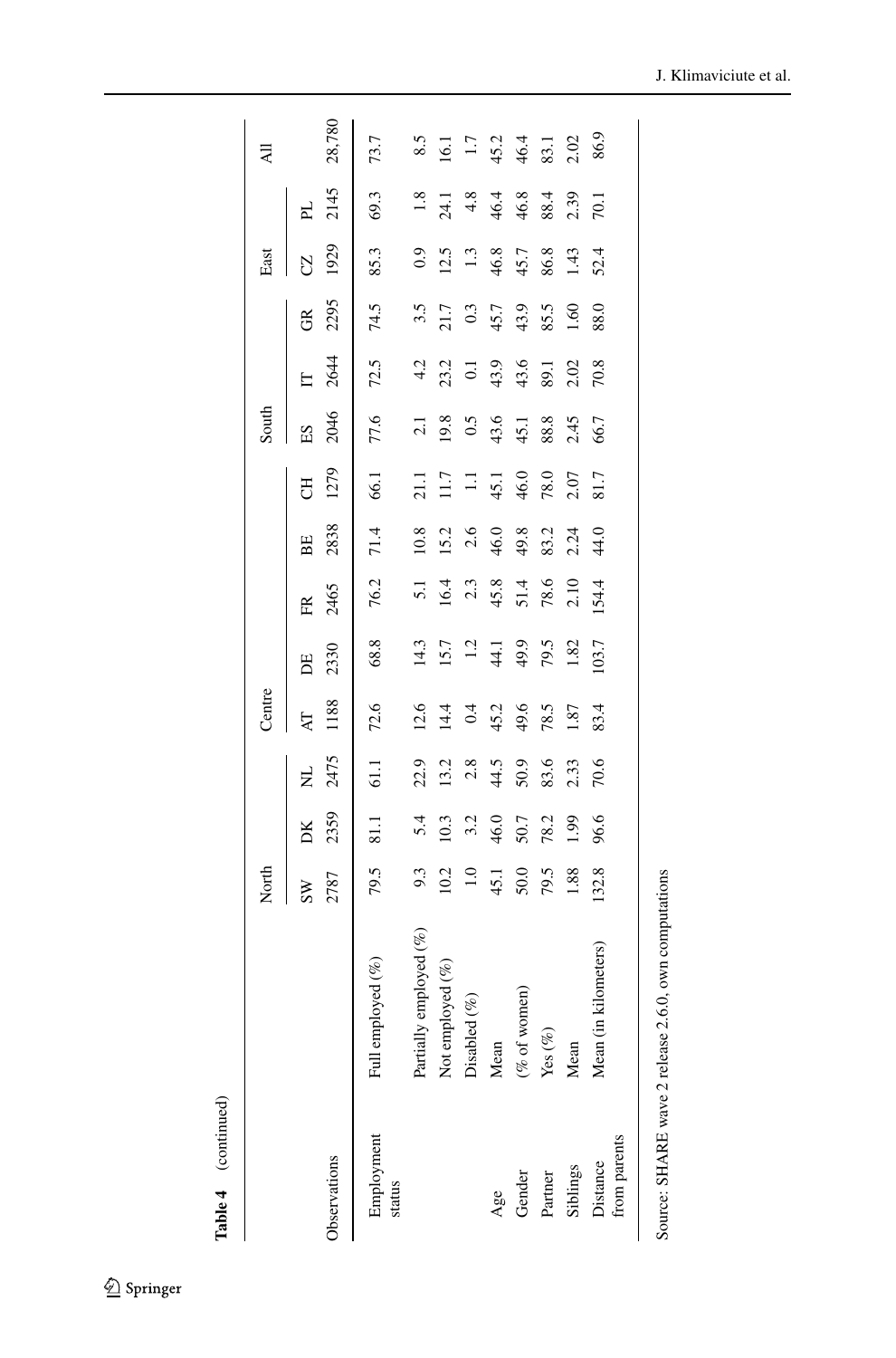**Table 4** (continued)

| | | North | | | Centre | | | | | South | | | East | | All |
|---|---|---|---|---|---|---|---|---|---|---|---|---|---|---|---|
| | | SW | DK | NL | AT | DE | FR | BE | CH | ES | IT | GR | CZ | PL | |
| Observations | | 2787 | 2359 | 2475 | 1188 | 2330 | 2465 | 2838 | 1279 | 2046 | 2644 | 2295 | 1929 | 2145 | 28,780 |
| Employment status | Full employed (%) | 79.5 | 81.1 | 61.1 | 72.6 | 68.8 | 76.2 | 71.4 | 66.1 | 77.6 | 72.5 | 74.5 | 85.3 | 69.3 | 73.7 |
| | Partially employed (%) | 9.3 | 5.4 | 22.9 | 12.6 | 14.3 | 5.1 | 10.8 | 21.1 | 2.1 | 4.2 | 3.5 | 0.9 | 1.8 | 8.5 |
| | Not employed (%) | 10.2 | 10.3 | 13.2 | 14.4 | 15.7 | 16.4 | 15.2 | 11.7 | 19.8 | 23.2 | 21.7 | 12.5 | 24.1 | 16.1 |
| | Disabled (%) | 1.0 | 3.2 | 2.8 | 0.4 | 1.2 | 2.3 | 2.6 | 1.1 | 0.5 | 0.1 | 0.3 | 1.3 | 4.8 | 1.7 |
| Age | Mean | 45.1 | 46.0 | 44.5 | 45.2 | 44.1 | 45.8 | 46.0 | 45.1 | 43.6 | 43.9 | 45.7 | 46.8 | 46.4 | 45.2 |
| Gender | (% of women) | 50.0 | 50.7 | 50.9 | 49.6 | 49.9 | 51.4 | 49.8 | 46.0 | 45.1 | 43.6 | 43.9 | 45.7 | 46.8 | 46.4 |
| Partner | Yes (%) | 79.5 | 78.2 | 83.6 | 78.5 | 79.5 | 78.6 | 83.2 | 78.0 | 88.8 | 89.1 | 85.5 | 86.8 | 88.4 | 83.1 |
| Siblings | Mean | 1.88 | 1.99 | 2.33 | 1.87 | 1.82 | 2.10 | 2.24 | 2.07 | 2.45 | 2.02 | 1.60 | 1.43 | 2.39 | 2.02 |
| Distance from parents | Mean (in kilometers) | 132.8 | 96.6 | 70.6 | 83.4 | 103.7 | 154.4 | 44.0 | 81.7 | 66.7 | 70.8 | 88.0 | 52.4 | 70.1 | 86.9 |

Source: SHARE wave 2 release 2.6.0, own computations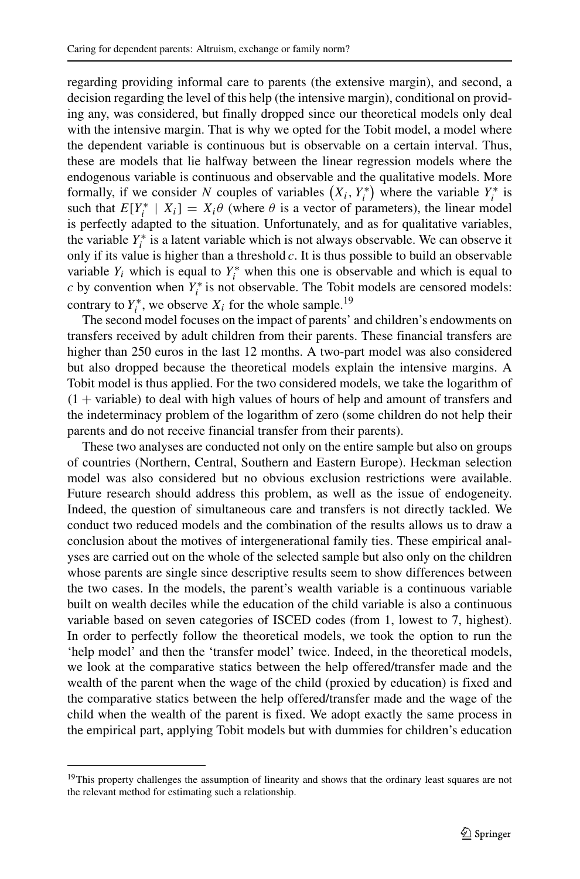regarding providing informal care to parents (the extensive margin), and second, a decision regarding the level of this help (the intensive margin), conditional on providing any, was considered, but finally dropped since our theoretical models only deal with the intensive margin. That is why we opted for the Tobit model, a model where the dependent variable is continuous but is observable on a certain interval. Thus, these are models that lie halfway between the linear regression models where the endogenous variable is continuous and observable and the qualitative models. More formally, if we consider $N$ couples of variables $\left(X_i, Y_i^*\right)$ where the variable $Y_i^*$ is such that $E[Y_i^* \mid X_i] = X_i\theta$ (where $\theta$ is a vector of parameters), the linear model is perfectly adapted to the situation. Unfortunately, and as for qualitative variables, the variable $Y_i^*$ is a latent variable which is not always observable. We can observe it only if its value is higher than a threshold $c$. It is thus possible to build an observable variable $Y_i$ which is equal to $Y_i^*$ when this one is observable and which is equal to $c$ by convention when $Y_i^*$ is not observable. The Tobit models are censored models: contrary to $Y_i^*$, we observe $X_i$ for the whole sample.[19]

The second model focuses on the impact of parents' and children's endowments on transfers received by adult children from their parents. These financial transfers are higher than 250 euros in the last 12 months. A two-part model was also considered but also dropped because the theoretical models explain the intensive margins. A Tobit model is thus applied. For the two considered models, we take the logarithm of $(1 + \text{variable})$ to deal with high values of hours of help and amount of transfers and the indeterminacy problem of the logarithm of zero (some children do not help their parents and do not receive financial transfer from their parents).

These two analyses are conducted not only on the entire sample but also on groups of countries (Northern, Central, Southern and Eastern Europe). Heckman selection model was also considered but no obvious exclusion restrictions were available. Future research should address this problem, as well as the issue of endogeneity. Indeed, the question of simultaneous care and transfers is not directly tackled. We conduct two reduced models and the combination of the results allows us to draw a conclusion about the motives of intergenerational family ties. These empirical analyses are carried out on the whole of the selected sample but also only on the children whose parents are single since descriptive results seem to show differences between the two cases. In the models, the parent's wealth variable is a continuous variable built on wealth deciles while the education of the child variable is also a continuous variable based on seven categories of ISCED codes (from 1, lowest to 7, highest). In order to perfectly follow the theoretical models, we took the option to run the 'help model' and then the 'transfer model' twice. Indeed, in the theoretical models, we look at the comparative statics between the help offered/transfer made and the wealth of the parent when the wage of the child (proxied by education) is fixed and the comparative statics between the help offered/transfer made and the wage of the child when the wealth of the parent is fixed. We adopt exactly the same process in the empirical part, applying Tobit models but with dummies for children's education

[19]This property challenges the assumption of linearity and shows that the ordinary least squares are not the relevant method for estimating such a relationship.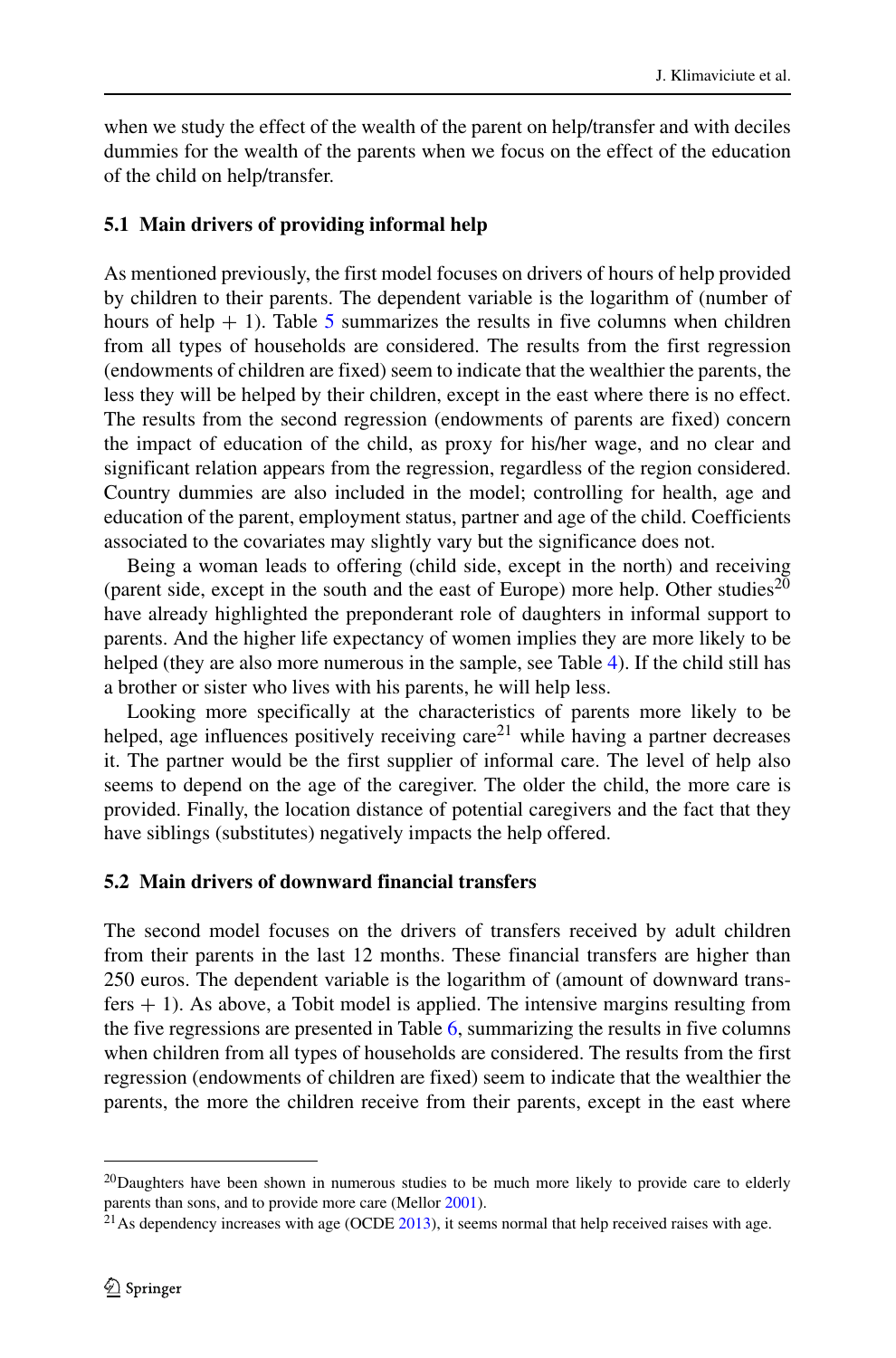when we study the effect of the wealth of the parent on help/transfer and with deciles dummies for the wealth of the parents when we focus on the effect of the education of the child on help/transfer.

### 5.1 Main drivers of providing informal help

As mentioned previously, the first model focuses on drivers of hours of help provided by children to their parents. The dependent variable is the logarithm of (number of hours of help + 1). Table 5 summarizes the results in five columns when children from all types of households are considered. The results from the first regression (endowments of children are fixed) seem to indicate that the wealthier the parents, the less they will be helped by their children, except in the east where there is no effect. The results from the second regression (endowments of parents are fixed) concern the impact of education of the child, as proxy for his/her wage, and no clear and significant relation appears from the regression, regardless of the region considered. Country dummies are also included in the model; controlling for health, age and education of the parent, employment status, partner and age of the child. Coefficients associated to the covariates may slightly vary but the significance does not.

Being a woman leads to offering (child side, except in the north) and receiving (parent side, except in the south and the east of Europe) more help. Other studies[20] have already highlighted the preponderant role of daughters in informal support to parents. And the higher life expectancy of women implies they are more likely to be helped (they are also more numerous in the sample, see Table 4). If the child still has a brother or sister who lives with his parents, he will help less.

Looking more specifically at the characteristics of parents more likely to be helped, age influences positively receiving care[21] while having a partner decreases it. The partner would be the first supplier of informal care. The level of help also seems to depend on the age of the caregiver. The older the child, the more care is provided. Finally, the location distance of potential caregivers and the fact that they have siblings (substitutes) negatively impacts the help offered.

### 5.2 Main drivers of downward financial transfers

The second model focuses on the drivers of transfers received by adult children from their parents in the last 12 months. These financial transfers are higher than 250 euros. The dependent variable is the logarithm of (amount of downward transfers + 1). As above, a Tobit model is applied. The intensive margins resulting from the five regressions are presented in Table 6, summarizing the results in five columns when children from all types of households are considered. The results from the first regression (endowments of children are fixed) seem to indicate that the wealthier the parents, the more the children receive from their parents, except in the east where

[20] Daughters have been shown in numerous studies to be much more likely to provide care to elderly parents than sons, and to provide more care (Mellor 2001).

[21] As dependency increases with age (OCDE 2013), it seems normal that help received raises with age.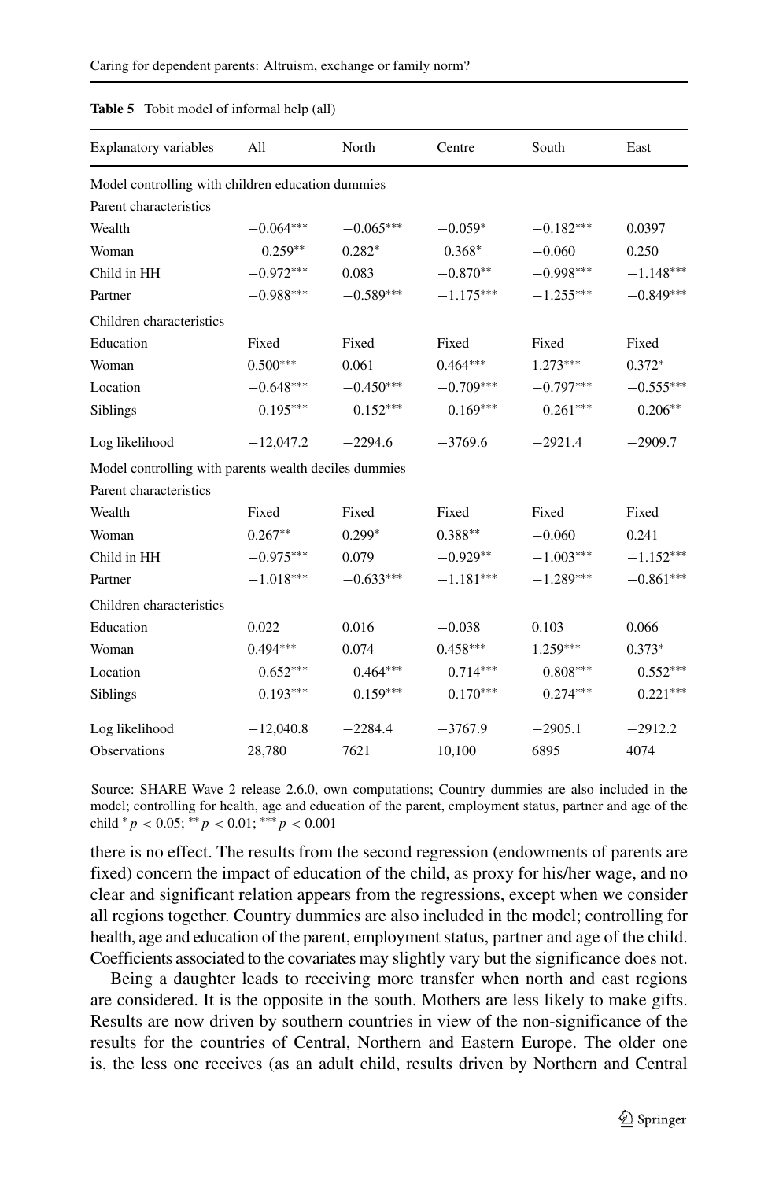**Table 5** Tobit model of informal help (all)

| Explanatory variables | All | North | Centre | South | East |
|---|---|---|---|---|---|
| Model controlling with children education dummies | | | | | |
| Parent characteristics | | | | | |
| Wealth | −0.064*** | −0.065*** | −0.059* | −0.182*** | 0.0397 |
| Woman | 0.259** | 0.282* | 0.368* | −0.060 | 0.250 |
| Child in HH | −0.972*** | 0.083 | −0.870** | −0.998*** | −1.148*** |
| Partner | −0.988*** | −0.589*** | −1.175*** | −1.255*** | −0.849*** |
| Children characteristics | | | | | |
| Education | Fixed | Fixed | Fixed | Fixed | Fixed |
| Woman | 0.500*** | 0.061 | 0.464*** | 1.273*** | 0.372* |
| Location | −0.648*** | −0.450*** | −0.709*** | −0.797*** | −0.555*** |
| Siblings | −0.195*** | −0.152*** | −0.169*** | −0.261*** | −0.206** |
| Log likelihood | −12,047.2 | −2294.6 | −3769.6 | −2921.4 | −2909.7 |
| Model controlling with parents wealth deciles dummies | | | | | |
| Parent characteristics | | | | | |
| Wealth | Fixed | Fixed | Fixed | Fixed | Fixed |
| Woman | 0.267** | 0.299* | 0.388** | −0.060 | 0.241 |
| Child in HH | −0.975*** | 0.079 | −0.929** | −1.003*** | −1.152*** |
| Partner | −1.018*** | −0.633*** | −1.181*** | −1.289*** | −0.861*** |
| Children characteristics | | | | | |
| Education | 0.022 | 0.016 | −0.038 | 0.103 | 0.066 |
| Woman | 0.494*** | 0.074 | 0.458*** | 1.259*** | 0.373* |
| Location | −0.652*** | −0.464*** | −0.714*** | −0.808*** | −0.552*** |
| Siblings | −0.193*** | −0.159*** | −0.170*** | −0.274*** | −0.221*** |
| Log likelihood | −12,040.8 | −2284.4 | −3767.9 | −2905.1 | −2912.2 |
| Observations | 28,780 | 7621 | 10,100 | 6895 | 4074 |

Source: SHARE Wave 2 release 2.6.0, own computations; Country dummies are also included in the model; controlling for health, age and education of the parent, employment status, partner and age of the child * $p < 0.05$; ** $p < 0.01$; *** $p < 0.001$

there is no effect. The results from the second regression (endowments of parents are fixed) concern the impact of education of the child, as proxy for his/her wage, and no clear and significant relation appears from the regressions, except when we consider all regions together. Country dummies are also included in the model; controlling for health, age and education of the parent, employment status, partner and age of the child. Coefficients associated to the covariates may slightly vary but the significance does not.

Being a daughter leads to receiving more transfer when north and east regions are considered. It is the opposite in the south. Mothers are less likely to make gifts. Results are now driven by southern countries in view of the non-significance of the results for the countries of Central, Northern and Eastern Europe. The older one is, the less one receives (as an adult child, results driven by Northern and Central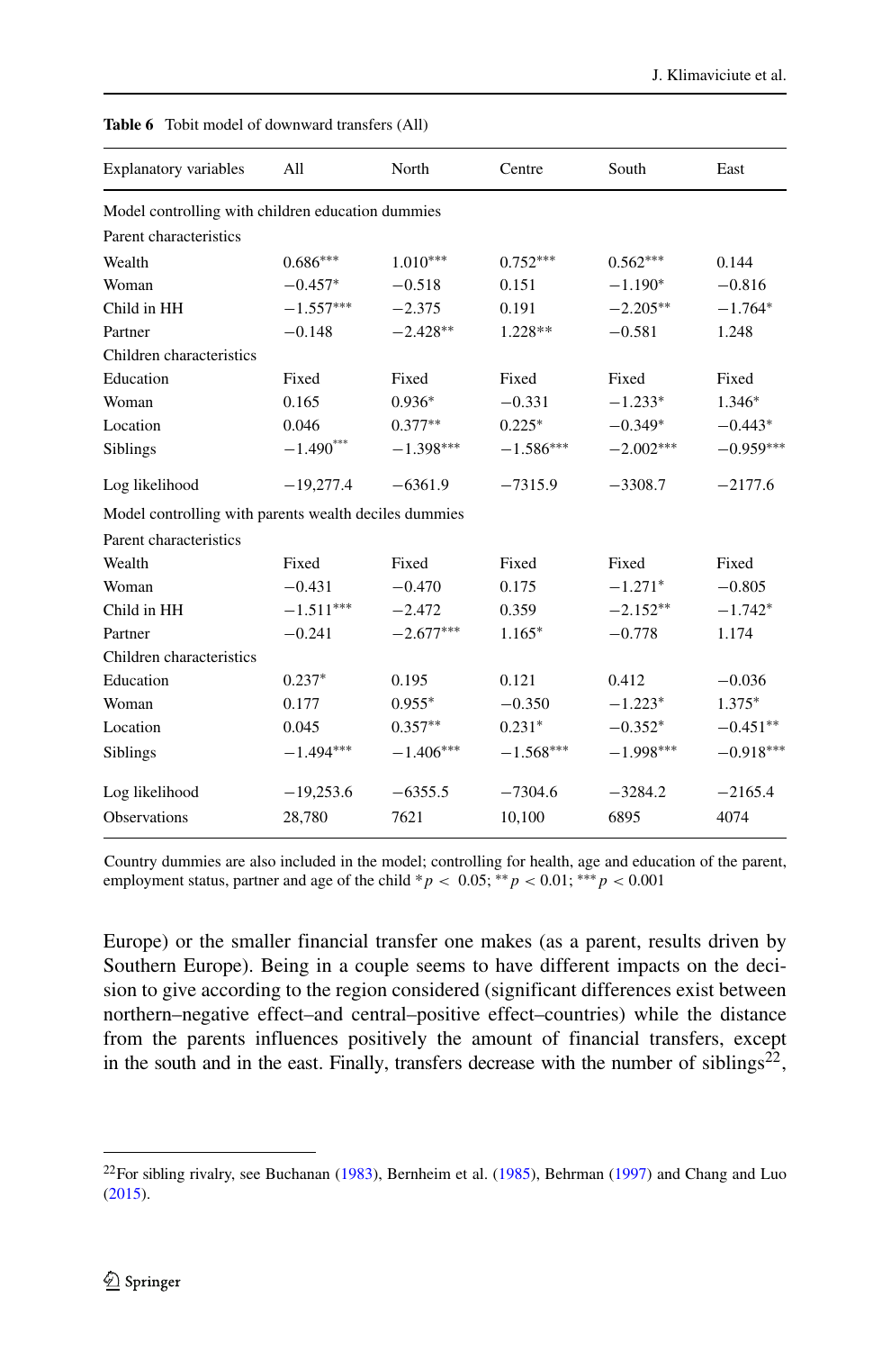**Table 6** Tobit model of downward transfers (All)

| Explanatory variables | All | North | Centre | South | East |
|---|---|---|---|---|---|
| Model controlling with children education dummies | | | | | |
| Parent characteristics | | | | | |
| Wealth | 0.686*** | 1.010*** | 0.752*** | 0.562*** | 0.144 |
| Woman | −0.457* | −0.518 | 0.151 | −1.190* | −0.816 |
| Child in HH | −1.557*** | −2.375 | 0.191 | −2.205** | −1.764* |
| Partner | −0.148 | −2.428** | 1.228** | −0.581 | 1.248 |
| Children characteristics | | | | | |
| Education | Fixed | Fixed | Fixed | Fixed | Fixed |
| Woman | 0.165 | 0.936* | −0.331 | −1.233* | 1.346* |
| Location | 0.046 | 0.377** | 0.225* | −0.349* | −0.443* |
| Siblings | −1.490*** | −1.398*** | −1.586*** | −2.002*** | −0.959*** |
| Log likelihood | −19,277.4 | −6361.9 | −7315.9 | −3308.7 | −2177.6 |
| Model controlling with parents wealth deciles dummies | | | | | |
| Parent characteristics | | | | | |
| Wealth | Fixed | Fixed | Fixed | Fixed | Fixed |
| Woman | −0.431 | −0.470 | 0.175 | −1.271* | −0.805 |
| Child in HH | −1.511*** | −2.472 | 0.359 | −2.152** | −1.742* |
| Partner | −0.241 | −2.677*** | 1.165* | −0.778 | 1.174 |
| Children characteristics | | | | | |
| Education | 0.237* | 0.195 | 0.121 | 0.412 | −0.036 |
| Woman | 0.177 | 0.955* | −0.350 | −1.223* | 1.375* |
| Location | 0.045 | 0.357** | 0.231* | −0.352* | −0.451** |
| Siblings | −1.494*** | −1.406*** | −1.568*** | −1.998*** | −0.918*** |
| Log likelihood | −19,253.6 | −6355.5 | −7304.6 | −3284.2 | −2165.4 |
| Observations | 28,780 | 7621 | 10,100 | 6895 | 4074 |

Country dummies are also included in the model; controlling for health, age and education of the parent, employment status, partner and age of the child * $p < 0.05$; ** $p < 0.01$; *** $p < 0.001$

Europe) or the smaller financial transfer one makes (as a parent, results driven by Southern Europe). Being in a couple seems to have different impacts on the decision to give according to the region considered (significant differences exist between northern–negative effect–and central–positive effect–countries) while the distance from the parents influences positively the amount of financial transfers, except in the south and in the east. Finally, transfers decrease with the number of siblings[22],

[22]For sibling rivalry, see Buchanan (1983), Bernheim et al. (1985), Behrman (1997) and Chang and Luo (2015).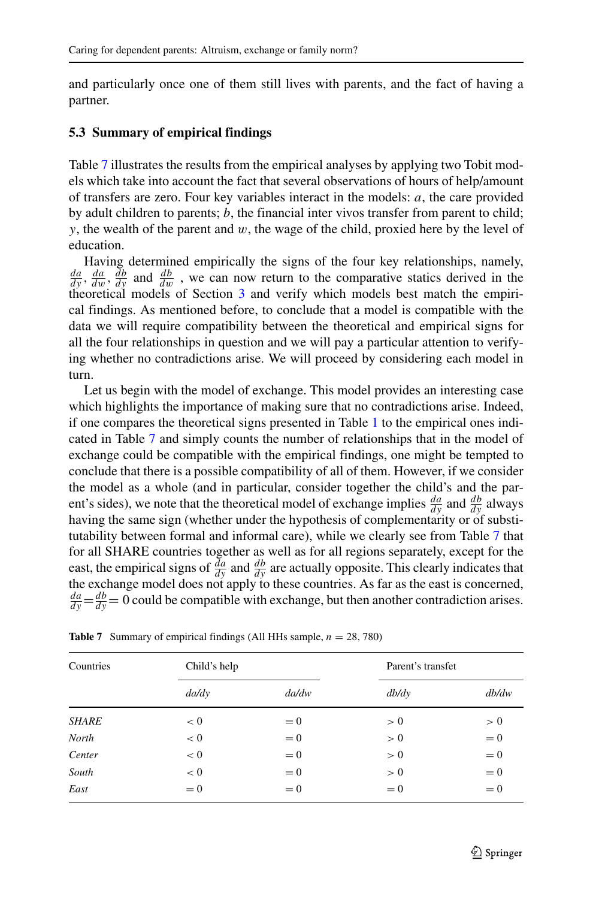and particularly once one of them still lives with parents, and the fact of having a partner.

### 5.3 Summary of empirical findings

Table 7 illustrates the results from the empirical analyses by applying two Tobit models which take into account the fact that several observations of hours of help/amount of transfers are zero. Four key variables interact in the models: $a$, the care provided by adult children to parents; $b$, the financial inter vivos transfer from parent to child; $y$, the wealth of the parent and $w$, the wage of the child, proxied here by the level of education.

Having determined empirically the signs of the four key relationships, namely, $\frac{da}{dy}$, $\frac{da}{dw}$, $\frac{db}{dy}$ and $\frac{db}{dw}$ , we can now return to the comparative statics derived in the theoretical models of Section 3 and verify which models best match the empirical findings. As mentioned before, to conclude that a model is compatible with the data we will require compatibility between the theoretical and empirical signs for all the four relationships in question and we will pay a particular attention to verifying whether no contradictions arise. We will proceed by considering each model in turn.

Let us begin with the model of exchange. This model provides an interesting case which highlights the importance of making sure that no contradictions arise. Indeed, if one compares the theoretical signs presented in Table 1 to the empirical ones indicated in Table 7 and simply counts the number of relationships that in the model of exchange could be compatible with the empirical findings, one might be tempted to conclude that there is a possible compatibility of all of them. However, if we consider the model as a whole (and in particular, consider together the child's and the parent's sides), we note that the theoretical model of exchange implies $\frac{da}{dy}$ and $\frac{db}{dy}$ always having the same sign (whether under the hypothesis of complementarity or of substitutability between formal and informal care), while we clearly see from Table 7 that for all SHARE countries together as well as for all regions separately, except for the east, the empirical signs of $\frac{da}{dy}$ and $\frac{db}{dy}$ are actually opposite. This clearly indicates that the exchange model does not apply to these countries. As far as the east is concerned, $\frac{da}{dy} = \frac{db}{dy} = 0$ could be compatible with exchange, but then another contradiction arises.

**Table 7** Summary of empirical findings (All HHs sample, $n = 28,780$)

| Countries | Child's help | | Parent's transfet | |
|---|---|---|---|---|
| | *da/dy* | *da/dw* | *db/dy* | *db/dw* |
| *SHARE* | $< 0$ | $= 0$ | $> 0$ | $> 0$ |
| *North* | $< 0$ | $= 0$ | $> 0$ | $= 0$ |
| *Center* | $< 0$ | $= 0$ | $> 0$ | $= 0$ |
| *South* | $< 0$ | $= 0$ | $> 0$ | $= 0$ |
| *East* | $= 0$ | $= 0$ | $= 0$ | $= 0$ |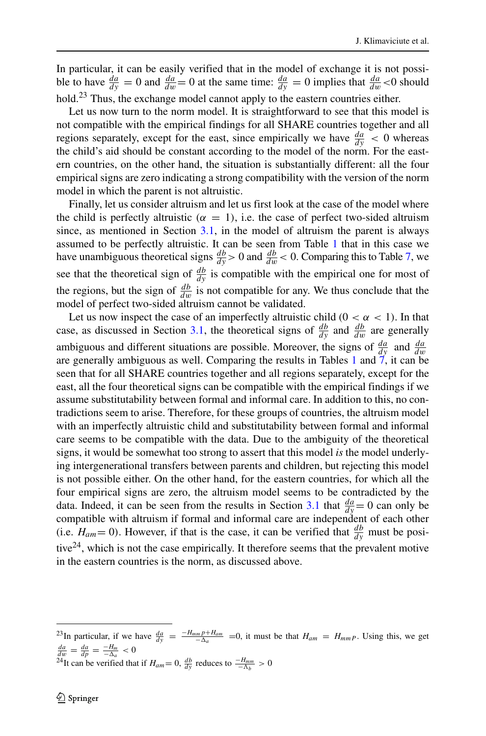In particular, it can be easily verified that in the model of exchange it is not possible to have $\frac{da}{dy} = 0$ and $\frac{da}{dw} = 0$ at the same time: $\frac{da}{dy} = 0$ implies that $\frac{da}{dw} < 0$ should hold.[23] Thus, the exchange model cannot apply to the eastern countries either.

Let us now turn to the norm model. It is straightforward to see that this model is not compatible with the empirical findings for all SHARE countries together and all regions separately, except for the east, since empirically we have $\frac{da}{dy} < 0$ whereas the child's aid should be constant according to the model of the norm. For the eastern countries, on the other hand, the situation is substantially different: all the four empirical signs are zero indicating a strong compatibility with the version of the norm model in which the parent is not altruistic.

Finally, let us consider altruism and let us first look at the case of the model where the child is perfectly altruistic ($\alpha = 1$), i.e. the case of perfect two-sided altruism since, as mentioned in Section 3.1, in the model of altruism the parent is always assumed to be perfectly altruistic. It can be seen from Table 1 that in this case we have unambiguous theoretical signs $\frac{db}{dy} > 0$ and $\frac{db}{dw} < 0$. Comparing this to Table 7, we see that the theoretical sign of $\frac{db}{dy}$ is compatible with the empirical one for most of the regions, but the sign of $\frac{db}{dw}$ is not compatible for any. We thus conclude that the model of perfect two-sided altruism cannot be validated.

Let us now inspect the case of an imperfectly altruistic child ($0 < \alpha < 1$). In that case, as discussed in Section 3.1, the theoretical signs of $\frac{db}{dy}$ and $\frac{db}{dw}$ are generally ambiguous and different situations are possible. Moreover, the signs of $\frac{da}{dy}$ and $\frac{da}{dw}$ are generally ambiguous as well. Comparing the results in Tables 1 and 7, it can be seen that for all SHARE countries together and all regions separately, except for the east, all the four theoretical signs can be compatible with the empirical findings if we assume substitutability between formal and informal care. In addition to this, no contradictions seem to arise. Therefore, for these groups of countries, the altruism model with an imperfectly altruistic child and substitutability between formal and informal care seems to be compatible with the data. Due to the ambiguity of the theoretical signs, it would be somewhat too strong to assert that this model *is* the model underlying intergenerational transfers between parents and children, but rejecting this model is not possible either. On the other hand, for the eastern countries, for which all the four empirical signs are zero, the altruism model seems to be contradicted by the data. Indeed, it can be seen from the results in Section 3.1 that $\frac{da}{dy} = 0$ can only be compatible with altruism if formal and informal care are independent of each other (i.e. $H_{am} = 0$). However, if that is the case, it can be verified that $\frac{db}{dy}$ must be positive[24], which is not the case empirically. It therefore seems that the prevalent motive in the eastern countries is the norm, as discussed above.

---

[23] In particular, if we have $\frac{da}{dy} = \frac{-H_{mm}p + H_{am}}{-\Delta_a} = 0$, it must be that $H_{am} = H_{mm}p$. Using this, we get $\frac{da}{dw} = \frac{da}{dp} = \frac{-H_m}{-\Delta_a} < 0$

[24] It can be verified that if $H_{am} = 0$, $\frac{db}{dy}$ reduces to $\frac{-H_{mm}}{-\Delta_b} > 0$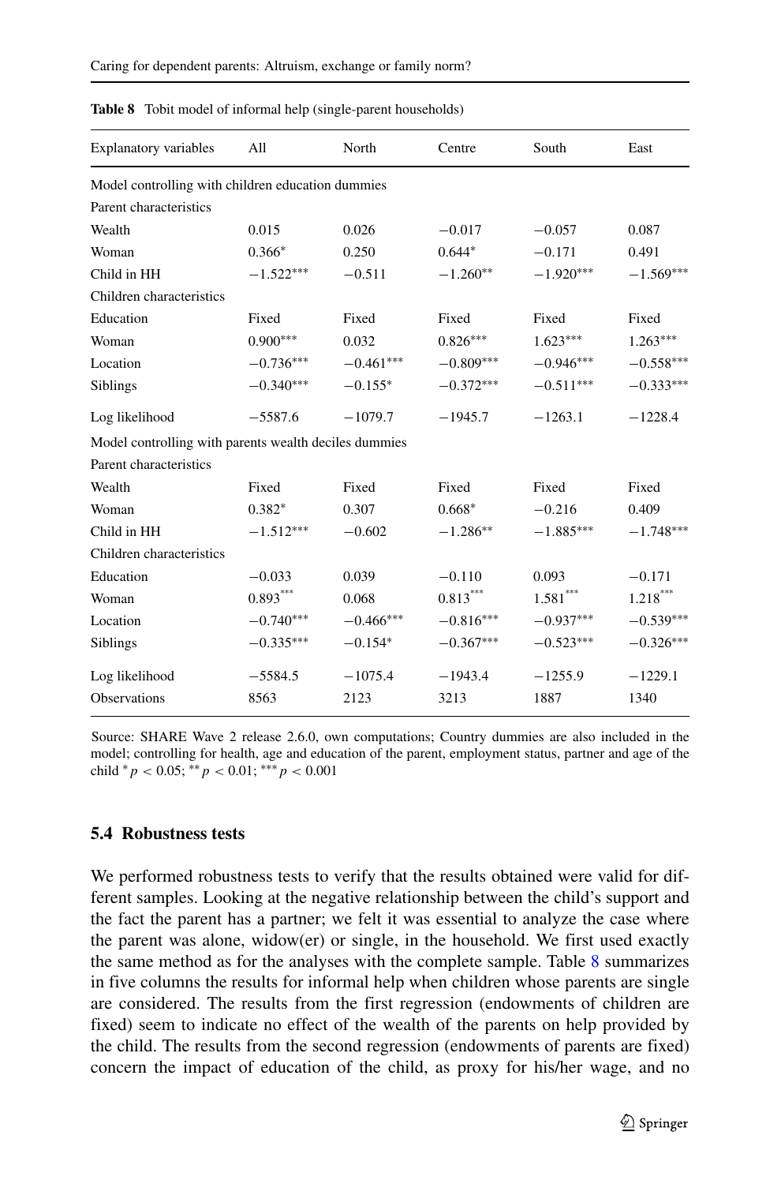**Table 8** Tobit model of informal help (single-parent households)

| Explanatory variables | All | North | Centre | South | East |
|---|---|---|---|---|---|
| *Model controlling with children education dummies* | | | | | |
| Parent characteristics | | | | | |
| Wealth | 0.015 | 0.026 | −0.017 | −0.057 | 0.087 |
| Woman | 0.366* | 0.250 | 0.644* | −0.171 | 0.491 |
| Child in HH | −1.522*** | −0.511 | −1.260** | −1.920*** | −1.569*** |
| Children characteristics | | | | | |
| Education | Fixed | Fixed | Fixed | Fixed | Fixed |
| Woman | 0.900*** | 0.032 | 0.826*** | 1.623*** | 1.263*** |
| Location | −0.736*** | −0.461*** | −0.809*** | −0.946*** | −0.558*** |
| Siblings | −0.340*** | −0.155* | −0.372*** | −0.511*** | −0.333*** |
| Log likelihood | −5587.6 | −1079.7 | −1945.7 | −1263.1 | −1228.4 |
| *Model controlling with parents wealth deciles dummies* | | | | | |
| Parent characteristics | | | | | |
| Wealth | Fixed | Fixed | Fixed | Fixed | Fixed |
| Woman | 0.382* | 0.307 | 0.668* | −0.216 | 0.409 |
| Child in HH | −1.512*** | −0.602 | −1.286** | −1.885*** | −1.748*** |
| Children characteristics | | | | | |
| Education | −0.033 | 0.039 | −0.110 | 0.093 | −0.171 |
| Woman | 0.893*** | 0.068 | 0.813*** | 1.581*** | 1.218*** |
| Location | −0.740*** | −0.466*** | −0.816*** | −0.937*** | −0.539*** |
| Siblings | −0.335*** | −0.154* | −0.367*** | −0.523*** | −0.326*** |
| Log likelihood | −5584.5 | −1075.4 | −1943.4 | −1255.9 | −1229.1 |
| Observations | 8563 | 2123 | 3213 | 1887 | 1340 |

Source: SHARE Wave 2 release 2.6.0, own computations; Country dummies are also included in the model; controlling for health, age and education of the parent, employment status, partner and age of the child * $p < 0.05$; ** $p < 0.01$; *** $p < 0.001$

### 5.4 Robustness tests

We performed robustness tests to verify that the results obtained were valid for different samples. Looking at the negative relationship between the child's support and the fact the parent has a partner; we felt it was essential to analyze the case where the parent was alone, widow(er) or single, in the household. We first used exactly the same method as for the analyses with the complete sample. Table 8 summarizes in five columns the results for informal help when children whose parents are single are considered. The results from the first regression (endowments of children are fixed) seem to indicate no effect of the wealth of the parents on help provided by the child. The results from the second regression (endowments of parents are fixed) concern the impact of education of the child, as proxy for his/her wage, and no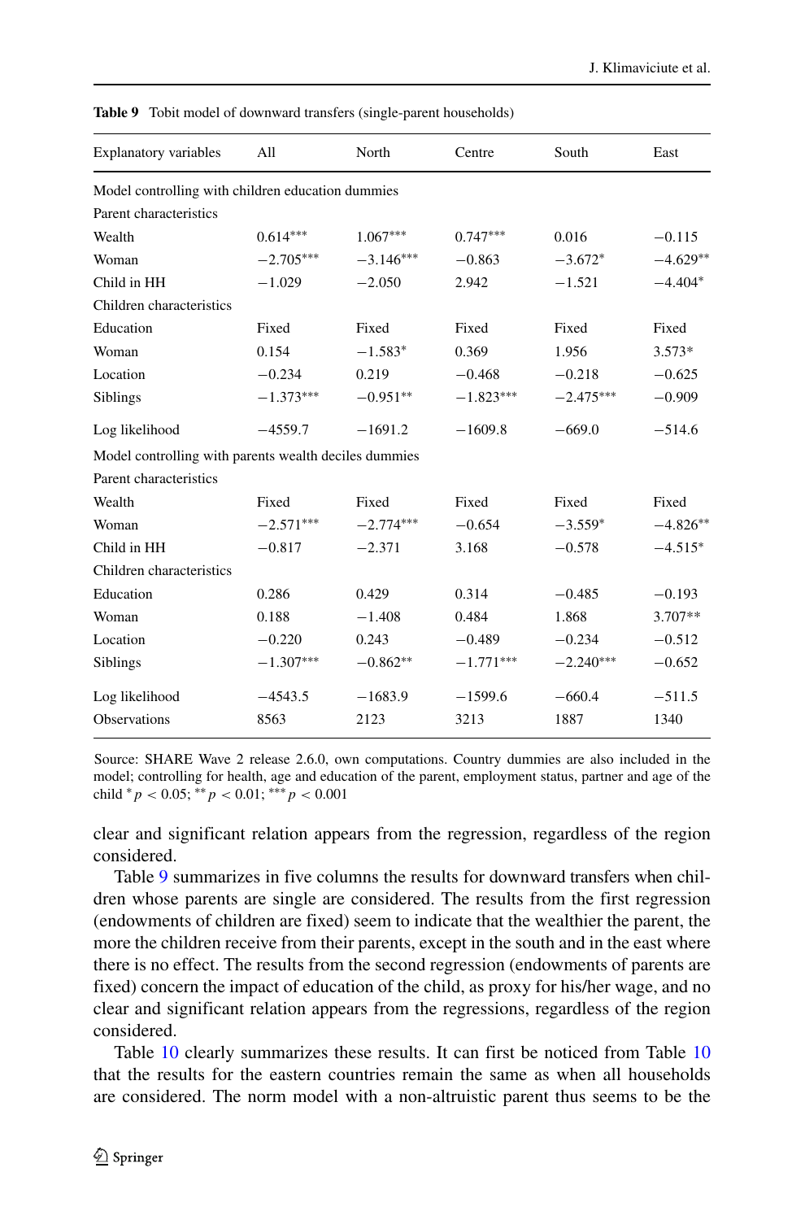**Table 9** Tobit model of downward transfers (single-parent households)

| Explanatory variables | All | North | Centre | South | East |
|---|---|---|---|---|---|
| Model controlling with children education dummies | | | | | |
| Parent characteristics | | | | | |
| Wealth | 0.614*** | 1.067*** | 0.747*** | 0.016 | −0.115 |
| Woman | −2.705*** | −3.146*** | −0.863 | −3.672* | −4.629** |
| Child in HH | −1.029 | −2.050 | 2.942 | −1.521 | −4.404* |
| Children characteristics | | | | | |
| Education | Fixed | Fixed | Fixed | Fixed | Fixed |
| Woman | 0.154 | −1.583* | 0.369 | 1.956 | 3.573* |
| Location | −0.234 | 0.219 | −0.468 | −0.218 | −0.625 |
| Siblings | −1.373*** | −0.951** | −1.823*** | −2.475*** | −0.909 |
| Log likelihood | −4559.7 | −1691.2 | −1609.8 | −669.0 | −514.6 |
| Model controlling with parents wealth deciles dummies | | | | | |
| Parent characteristics | | | | | |
| Wealth | Fixed | Fixed | Fixed | Fixed | Fixed |
| Woman | −2.571*** | −2.774*** | −0.654 | −3.559* | −4.826** |
| Child in HH | −0.817 | −2.371 | 3.168 | −0.578 | −4.515* |
| Children characteristics | | | | | |
| Education | 0.286 | 0.429 | 0.314 | −0.485 | −0.193 |
| Woman | 0.188 | −1.408 | 0.484 | 1.868 | 3.707** |
| Location | −0.220 | 0.243 | −0.489 | −0.234 | −0.512 |
| Siblings | −1.307*** | −0.862** | −1.771*** | −2.240*** | −0.652 |
| Log likelihood | −4543.5 | −1683.9 | −1599.6 | −660.4 | −511.5 |
| Observations | 8563 | 2123 | 3213 | 1887 | 1340 |

Source: SHARE Wave 2 release 2.6.0, own computations. Country dummies are also included in the model; controlling for health, age and education of the parent, employment status, partner and age of the child * $p < 0.05$; ** $p < 0.01$; *** $p < 0.001$

clear and significant relation appears from the regression, regardless of the region considered.

Table 9 summarizes in five columns the results for downward transfers when children whose parents are single are considered. The results from the first regression (endowments of children are fixed) seem to indicate that the wealthier the parent, the more the children receive from their parents, except in the south and in the east where there is no effect. The results from the second regression (endowments of parents are fixed) concern the impact of education of the child, as proxy for his/her wage, and no clear and significant relation appears from the regressions, regardless of the region considered.

Table 10 clearly summarizes these results. It can first be noticed from Table 10 that the results for the eastern countries remain the same as when all households are considered. The norm model with a non-altruistic parent thus seems to be the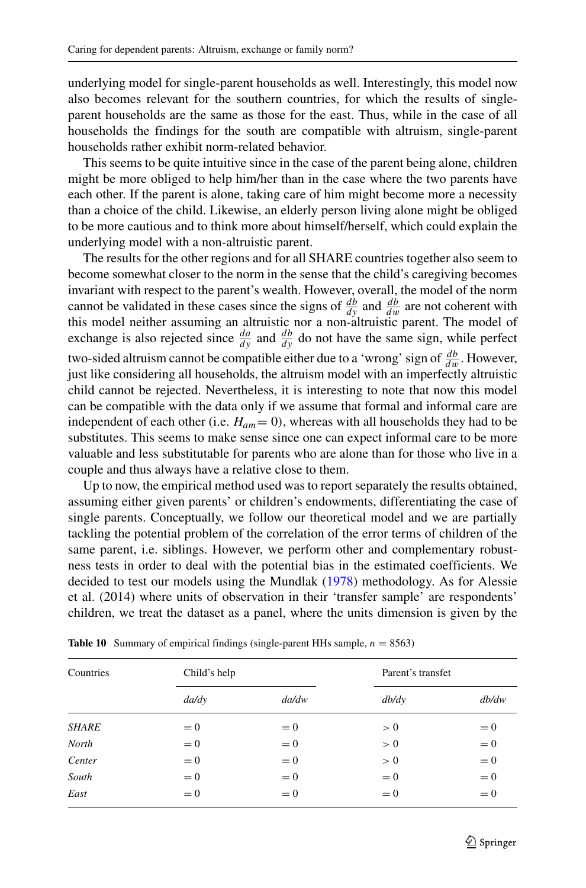underlying model for single-parent households as well. Interestingly, this model now also becomes relevant for the southern countries, for which the results of single-parent households are the same as those for the east. Thus, while in the case of all households the findings for the south are compatible with altruism, single-parent households rather exhibit norm-related behavior.

This seems to be quite intuitive since in the case of the parent being alone, children might be more obliged to help him/her than in the case where the two parents have each other. If the parent is alone, taking care of him might become more a necessity than a choice of the child. Likewise, an elderly person living alone might be obliged to be more cautious and to think more about himself/herself, which could explain the underlying model with a non-altruistic parent.

The results for the other regions and for all SHARE countries together also seem to become somewhat closer to the norm in the sense that the child's caregiving becomes invariant with respect to the parent's wealth. However, overall, the model of the norm cannot be validated in these cases since the signs of $\frac{db}{dy}$ and $\frac{db}{dw}$ are not coherent with this model neither assuming an altruistic nor a non-altruistic parent. The model of exchange is also rejected since $\frac{da}{dy}$ and $\frac{db}{dy}$ do not have the same sign, while perfect two-sided altruism cannot be compatible either due to a 'wrong' sign of $\frac{db}{dw}$. However, just like considering all households, the altruism model with an imperfectly altruistic child cannot be rejected. Nevertheless, it is interesting to note that now this model can be compatible with the data only if we assume that formal and informal care are independent of each other (i.e. $H_{am}=0$), whereas with all households they had to be substitutes. This seems to make sense since one can expect informal care to be more valuable and less substitutable for parents who are alone than for those who live in a couple and thus always have a relative close to them.

Up to now, the empirical method used was to report separately the results obtained, assuming either given parents' or children's endowments, differentiating the case of single parents. Conceptually, we follow our theoretical model and we are partially tackling the potential problem of the correlation of the error terms of children of the same parent, i.e. siblings. However, we perform other and complementary robustness tests in order to deal with the potential bias in the estimated coefficients. We decided to test our models using the Mundlak (1978) methodology. As for Alessie et al. (2014) where units of observation in their 'transfer sample' are respondents' children, we treat the dataset as a panel, where the units dimension is given by the

**Table 10** Summary of empirical findings (single-parent HHs sample, $n = 8563$)

| Countries | Child's help | | Parent's transfet | |
|---|---|---|---|---|
| | *da/dy* | *da/dw* | *db/dy* | *db/dw* |
| *SHARE* | $=0$ | $=0$ | $>0$ | $=0$ |
| *North* | $=0$ | $=0$ | $>0$ | $=0$ |
| *Center* | $=0$ | $=0$ | $>0$ | $=0$ |
| *South* | $=0$ | $=0$ | $=0$ | $=0$ |
| *East* | $=0$ | $=0$ | $=0$ | $=0$ |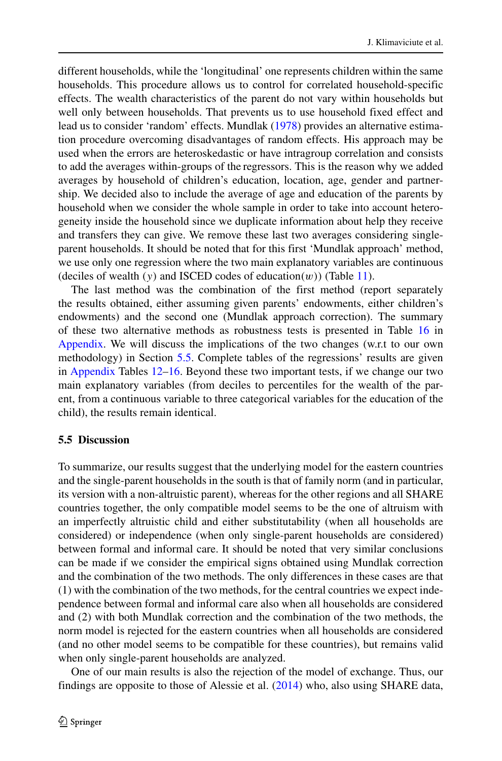different households, while the 'longitudinal' one represents children within the same households. This procedure allows us to control for correlated household-specific effects. The wealth characteristics of the parent do not vary within households but well only between households. That prevents us to use household fixed effect and lead us to consider 'random' effects. Mundlak (1978) provides an alternative estimation procedure overcoming disadvantages of random effects. His approach may be used when the errors are heteroskedastic or have intragroup correlation and consists to add the averages within-groups of the regressors. This is the reason why we added averages by household of children's education, location, age, gender and partnership. We decided also to include the average of age and education of the parents by household when we consider the whole sample in order to take into account heterogeneity inside the household since we duplicate information about help they receive and transfers they can give. We remove these last two averages considering single-parent households. It should be noted that for this first 'Mundlak approach' method, we use only one regression where the two main explanatory variables are continuous (deciles of wealth ($y$) and ISCED codes of education($w$)) (Table 11).

The last method was the combination of the first method (report separately the results obtained, either assuming given parents' endowments, either children's endowments) and the second one (Mundlak approach correction). The summary of these two alternative methods as robustness tests is presented in Table 16 in Appendix. We will discuss the implications of the two changes (w.r.t to our own methodology) in Section 5.5. Complete tables of the regressions' results are given in Appendix Tables 12–16. Beyond these two important tests, if we change our two main explanatory variables (from deciles to percentiles for the wealth of the parent, from a continuous variable to three categorical variables for the education of the child), the results remain identical.

### 5.5 Discussion

To summarize, our results suggest that the underlying model for the eastern countries and the single-parent households in the south is that of family norm (and in particular, its version with a non-altruistic parent), whereas for the other regions and all SHARE countries together, the only compatible model seems to be the one of altruism with an imperfectly altruistic child and either substitutability (when all households are considered) or independence (when only single-parent households are considered) between formal and informal care. It should be noted that very similar conclusions can be made if we consider the empirical signs obtained using Mundlak correction and the combination of the two methods. The only differences in these cases are that (1) with the combination of the two methods, for the central countries we expect independence between formal and informal care also when all households are considered and (2) with both Mundlak correction and the combination of the two methods, the norm model is rejected for the eastern countries when all households are considered (and no other model seems to be compatible for these countries), but remains valid when only single-parent households are analyzed.

One of our main results is also the rejection of the model of exchange. Thus, our findings are opposite to those of Alessie et al. (2014) who, also using SHARE data,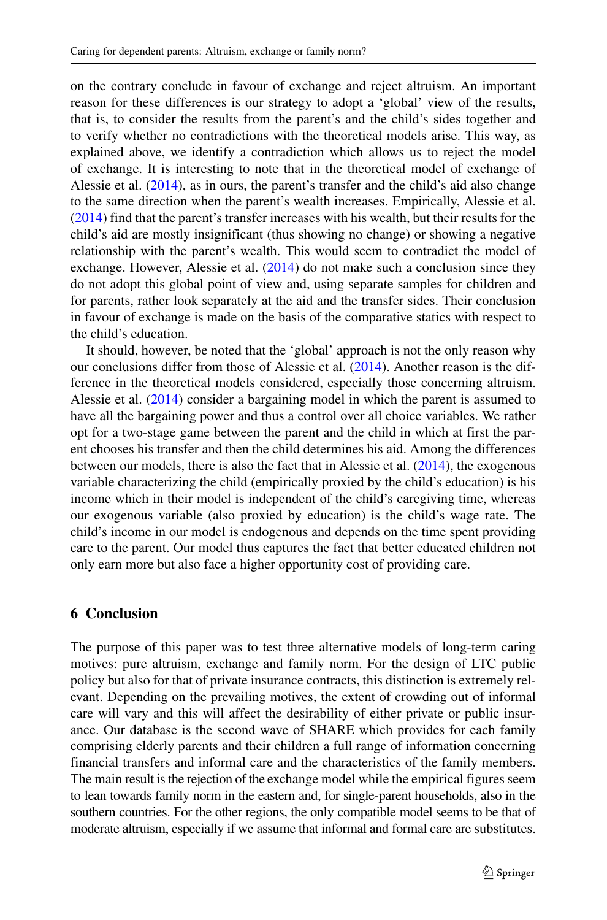on the contrary conclude in favour of exchange and reject altruism. An important reason for these differences is our strategy to adopt a 'global' view of the results, that is, to consider the results from the parent's and the child's sides together and to verify whether no contradictions with the theoretical models arise. This way, as explained above, we identify a contradiction which allows us to reject the model of exchange. It is interesting to note that in the theoretical model of exchange of Alessie et al. (2014), as in ours, the parent's transfer and the child's aid also change to the same direction when the parent's wealth increases. Empirically, Alessie et al. (2014) find that the parent's transfer increases with his wealth, but their results for the child's aid are mostly insignificant (thus showing no change) or showing a negative relationship with the parent's wealth. This would seem to contradict the model of exchange. However, Alessie et al. (2014) do not make such a conclusion since they do not adopt this global point of view and, using separate samples for children and for parents, rather look separately at the aid and the transfer sides. Their conclusion in favour of exchange is made on the basis of the comparative statics with respect to the child's education.

It should, however, be noted that the 'global' approach is not the only reason why our conclusions differ from those of Alessie et al. (2014). Another reason is the difference in the theoretical models considered, especially those concerning altruism. Alessie et al. (2014) consider a bargaining model in which the parent is assumed to have all the bargaining power and thus a control over all choice variables. We rather opt for a two-stage game between the parent and the child in which at first the parent chooses his transfer and then the child determines his aid. Among the differences between our models, there is also the fact that in Alessie et al. (2014), the exogenous variable characterizing the child (empirically proxied by the child's education) is his income which in their model is independent of the child's caregiving time, whereas our exogenous variable (also proxied by education) is the child's wage rate. The child's income in our model is endogenous and depends on the time spent providing care to the parent. Our model thus captures the fact that better educated children not only earn more but also face a higher opportunity cost of providing care.

## 6 Conclusion

The purpose of this paper was to test three alternative models of long-term caring motives: pure altruism, exchange and family norm. For the design of LTC public policy but also for that of private insurance contracts, this distinction is extremely relevant. Depending on the prevailing motives, the extent of crowding out of informal care will vary and this will affect the desirability of either private or public insurance. Our database is the second wave of SHARE which provides for each family comprising elderly parents and their children a full range of information concerning financial transfers and informal care and the characteristics of the family members. The main result is the rejection of the exchange model while the empirical figures seem to lean towards family norm in the eastern and, for single-parent households, also in the southern countries. For the other regions, the only compatible model seems to be that of moderate altruism, especially if we assume that informal and formal care are substitutes.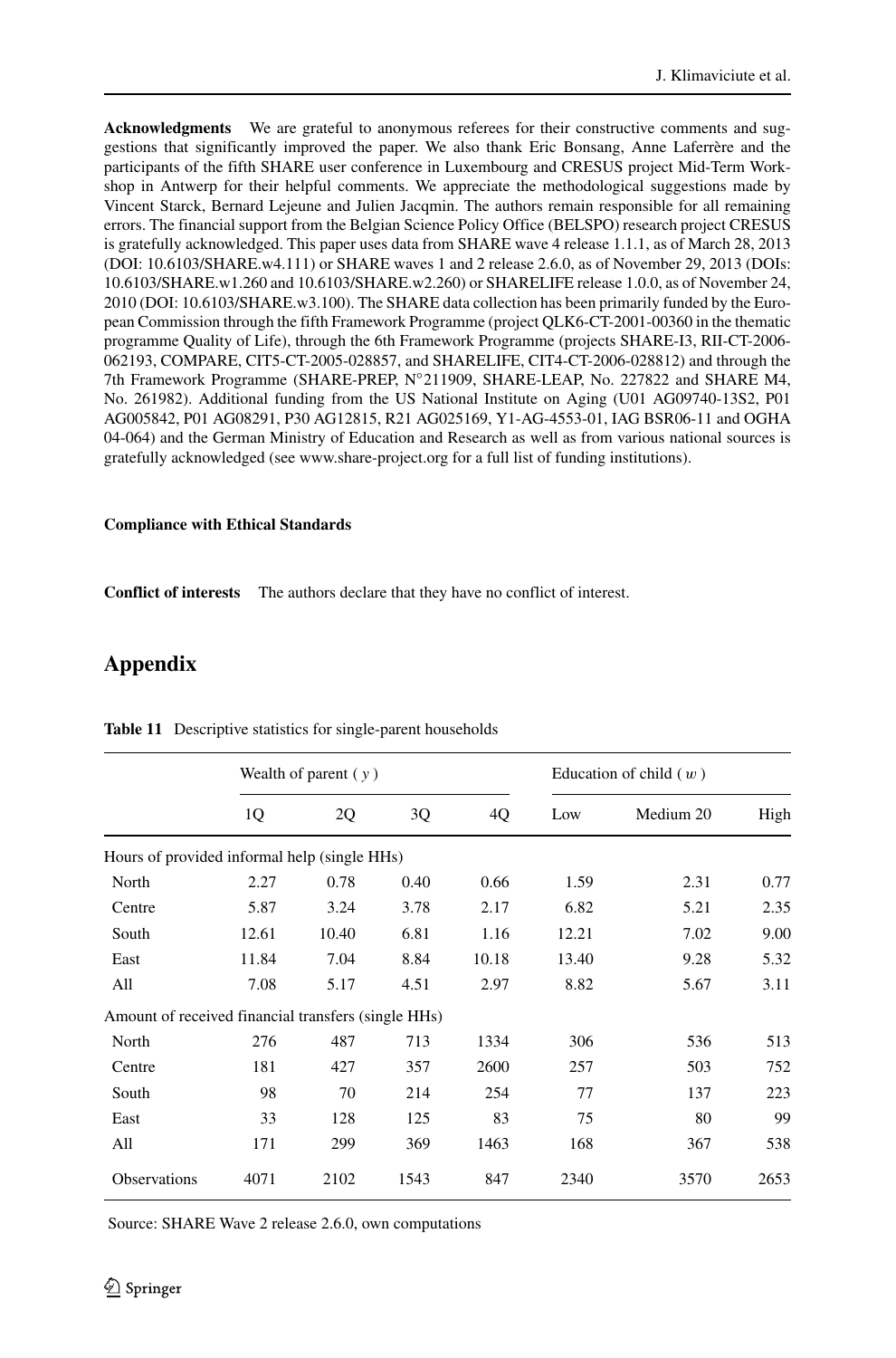**Acknowledgments** We are grateful to anonymous referees for their constructive comments and suggestions that significantly improved the paper. We also thank Eric Bonsang, Anne Laferrère and the participants of the fifth SHARE user conference in Luxembourg and CRESUS project Mid-Term Workshop in Antwerp for their helpful comments. We appreciate the methodological suggestions made by Vincent Starck, Bernard Lejeune and Julien Jacqmin. The authors remain responsible for all remaining errors. The financial support from the Belgian Science Policy Office (BELSPO) research project CRESUS is gratefully acknowledged. This paper uses data from SHARE wave 4 release 1.1.1, as of March 28, 2013 (DOI: 10.6103/SHARE.w4.111) or SHARE waves 1 and 2 release 2.6.0, as of November 29, 2013 (DOIs: 10.6103/SHARE.w1.260 and 10.6103/SHARE.w2.260) or SHARELIFE release 1.0.0, as of November 24, 2010 (DOI: 10.6103/SHARE.w3.100). The SHARE data collection has been primarily funded by the European Commission through the fifth Framework Programme (project QLK6-CT-2001-00360 in the thematic programme Quality of Life), through the 6th Framework Programme (projects SHARE-I3, RII-CT-2006-062193, COMPARE, CIT5-CT-2005-028857, and SHARELIFE, CIT4-CT-2006-028812) and through the 7th Framework Programme (SHARE-PREP, N°211909, SHARE-LEAP, No. 227822 and SHARE M4, No. 261982). Additional funding from the US National Institute on Aging (U01 AG09740-13S2, P01 AG005842, P01 AG08291, P30 AG12815, R21 AG025169, Y1-AG-4553-01, IAG BSR06-11 and OGHA 04-064) and the German Ministry of Education and Research as well as from various national sources is gratefully acknowledged (see www.share-project.org for a full list of funding institutions).

**Compliance with Ethical Standards**

**Conflict of interests** The authors declare that they have no conflict of interest.

## Appendix

**Table 11** Descriptive statistics for single-parent households

| | Wealth of parent ( $y$ ) | | | | Education of child ( $w$ ) | | |
|---|---|---|---|---|---|---|---|
| | 1Q | 2Q | 3Q | 4Q | Low | Medium 20 | High |
| Hours of provided informal help (single HHs) | | | | | | | |
| North | 2.27 | 0.78 | 0.40 | 0.66 | 1.59 | 2.31 | 0.77 |
| Centre | 5.87 | 3.24 | 3.78 | 2.17 | 6.82 | 5.21 | 2.35 |
| South | 12.61 | 10.40 | 6.81 | 1.16 | 12.21 | 7.02 | 9.00 |
| East | 11.84 | 7.04 | 8.84 | 10.18 | 13.40 | 9.28 | 5.32 |
| All | 7.08 | 5.17 | 4.51 | 2.97 | 8.82 | 5.67 | 3.11 |
| Amount of received financial transfers (single HHs) | | | | | | | |
| North | 276 | 487 | 713 | 1334 | 306 | 536 | 513 |
| Centre | 181 | 427 | 357 | 2600 | 257 | 503 | 752 |
| South | 98 | 70 | 214 | 254 | 77 | 137 | 223 |
| East | 33 | 128 | 125 | 83 | 75 | 80 | 99 |
| All | 171 | 299 | 369 | 1463 | 168 | 367 | 538 |
| Observations | 4071 | 2102 | 1543 | 847 | 2340 | 3570 | 2653 |

Source: SHARE Wave 2 release 2.6.0, own computations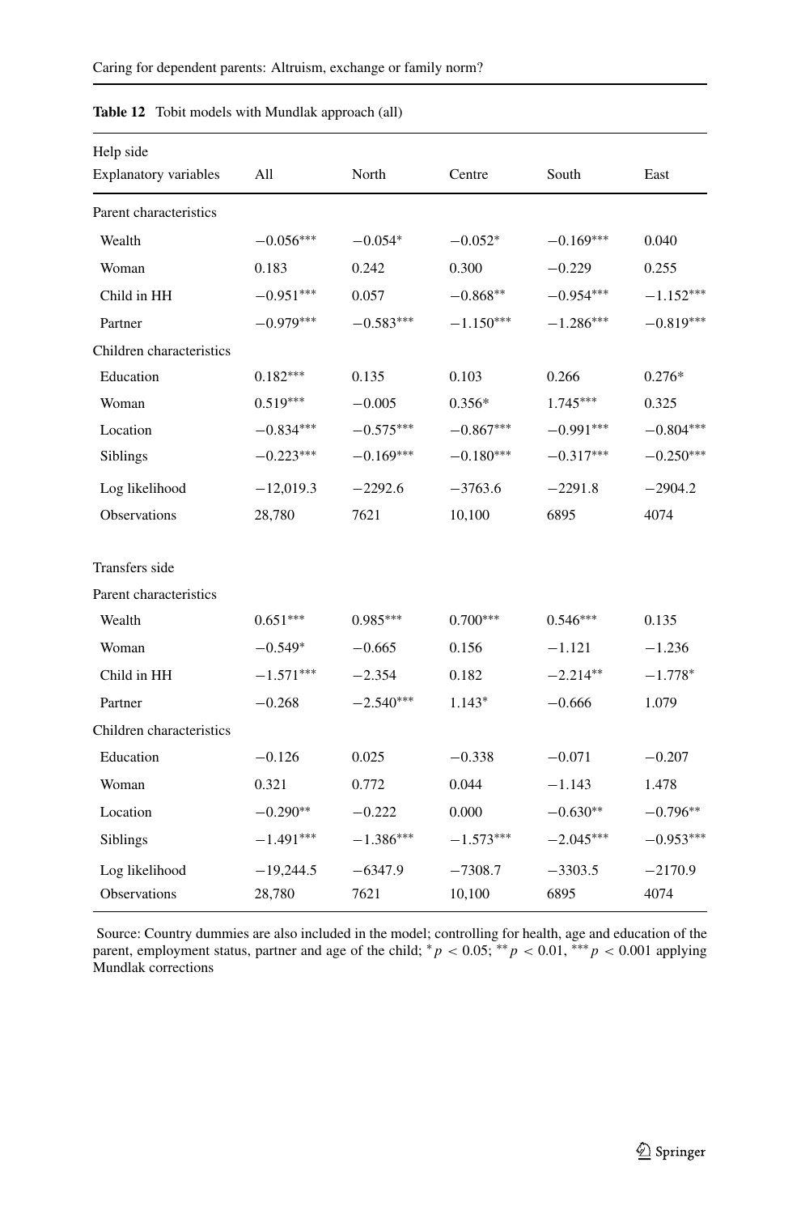**Table 12** Tobit models with Mundlak approach (all)

| Help side<br>Explanatory variables | All | North | Centre | South | East |
|---|---|---|---|---|---|
| Parent characteristics | | | | | |
| Wealth | −0.056*** | −0.054* | −0.052* | −0.169*** | 0.040 |
| Woman | 0.183 | 0.242 | 0.300 | −0.229 | 0.255 |
| Child in HH | −0.951*** | 0.057 | −0.868** | −0.954*** | −1.152*** |
| Partner | −0.979*** | −0.583*** | −1.150*** | −1.286*** | −0.819*** |
| Children characteristics | | | | | |
| Education | 0.182*** | 0.135 | 0.103 | 0.266 | 0.276* |
| Woman | 0.519*** | −0.005 | 0.356* | 1.745*** | 0.325 |
| Location | −0.834*** | −0.575*** | −0.867*** | −0.991*** | −0.804*** |
| Siblings | −0.223*** | −0.169*** | −0.180*** | −0.317*** | −0.250*** |
| Log likelihood | −12,019.3 | −2292.6 | −3763.6 | −2291.8 | −2904.2 |
| Observations | 28,780 | 7621 | 10,100 | 6895 | 4074 |
| Transfers side | | | | | |
| Parent characteristics | | | | | |
| Wealth | 0.651*** | 0.985*** | 0.700*** | 0.546*** | 0.135 |
| Woman | −0.549* | −0.665 | 0.156 | −1.121 | −1.236 |
| Child in HH | −1.571*** | −2.354 | 0.182 | −2.214** | −1.778* |
| Partner | −0.268 | −2.540*** | 1.143* | −0.666 | 1.079 |
| Children characteristics | | | | | |
| Education | −0.126 | 0.025 | −0.338 | −0.071 | −0.207 |
| Woman | 0.321 | 0.772 | 0.044 | −1.143 | 1.478 |
| Location | −0.290** | −0.222 | 0.000 | −0.630** | −0.796** |
| Siblings | −1.491*** | −1.386*** | −1.573*** | −2.045*** | −0.953*** |
| Log likelihood | −19,244.5 | −6347.9 | −7308.7 | −3303.5 | −2170.9 |
| Observations | 28,780 | 7621 | 10,100 | 6895 | 4074 |

Source: Country dummies are also included in the model; controlling for health, age and education of the parent, employment status, partner and age of the child; * $p < 0.05$; ** $p < 0.01$, *** $p < 0.001$ applying Mundlak corrections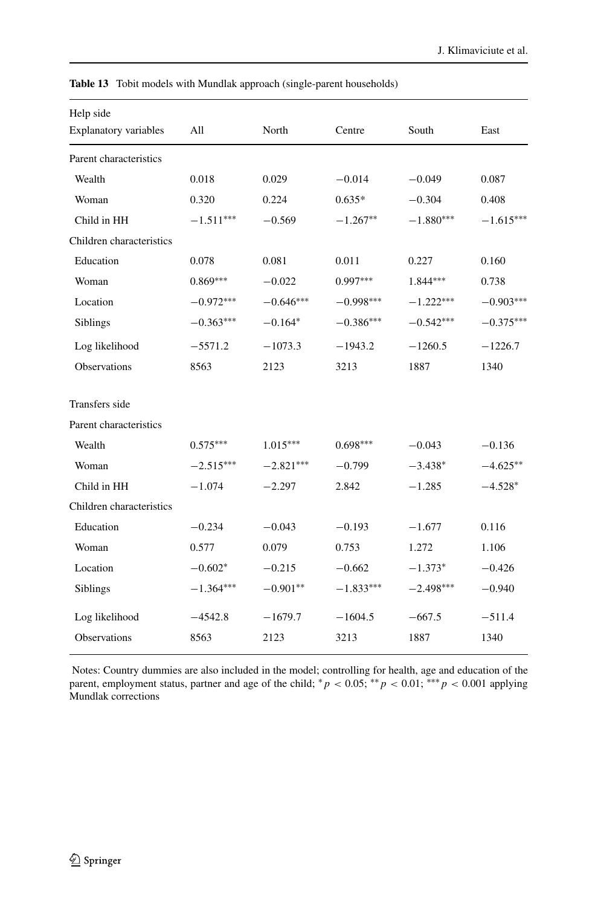**Table 13** Tobit models with Mundlak approach (single-parent households)

| Help side Explanatory variables | All | North | Centre | South | East |
|---|---|---|---|---|---|
| Parent characteristics | | | | | |
| Wealth | 0.018 | 0.029 | −0.014 | −0.049 | 0.087 |
| Woman | 0.320 | 0.224 | 0.635* | −0.304 | 0.408 |
| Child in HH | −1.511*** | −0.569 | −1.267** | −1.880*** | −1.615*** |
| Children characteristics | | | | | |
| Education | 0.078 | 0.081 | 0.011 | 0.227 | 0.160 |
| Woman | 0.869*** | −0.022 | 0.997*** | 1.844*** | 0.738 |
| Location | −0.972*** | −0.646*** | −0.998*** | −1.222*** | −0.903*** |
| Siblings | −0.363*** | −0.164* | −0.386*** | −0.542*** | −0.375*** |
| Log likelihood | −5571.2 | −1073.3 | −1943.2 | −1260.5 | −1226.7 |
| Observations | 8563 | 2123 | 3213 | 1887 | 1340 |
| Transfers side | | | | | |
| Parent characteristics | | | | | |
| Wealth | 0.575*** | 1.015*** | 0.698*** | −0.043 | −0.136 |
| Woman | −2.515*** | −2.821*** | −0.799 | −3.438* | −4.625** |
| Child in HH | −1.074 | −2.297 | 2.842 | −1.285 | −4.528* |
| Children characteristics | | | | | |
| Education | −0.234 | −0.043 | −0.193 | −1.677 | 0.116 |
| Woman | 0.577 | 0.079 | 0.753 | 1.272 | 1.106 |
| Location | −0.602* | −0.215 | −0.662 | −1.373* | −0.426 |
| Siblings | −1.364*** | −0.901** | −1.833*** | −2.498*** | −0.940 |
| Log likelihood | −4542.8 | −1679.7 | −1604.5 | −667.5 | −511.4 |
| Observations | 8563 | 2123 | 3213 | 1887 | 1340 |

Notes: Country dummies are also included in the model; controlling for health, age and education of the parent, employment status, partner and age of the child; * $p < 0.05$; ** $p < 0.01$; *** $p < 0.001$ applying Mundlak corrections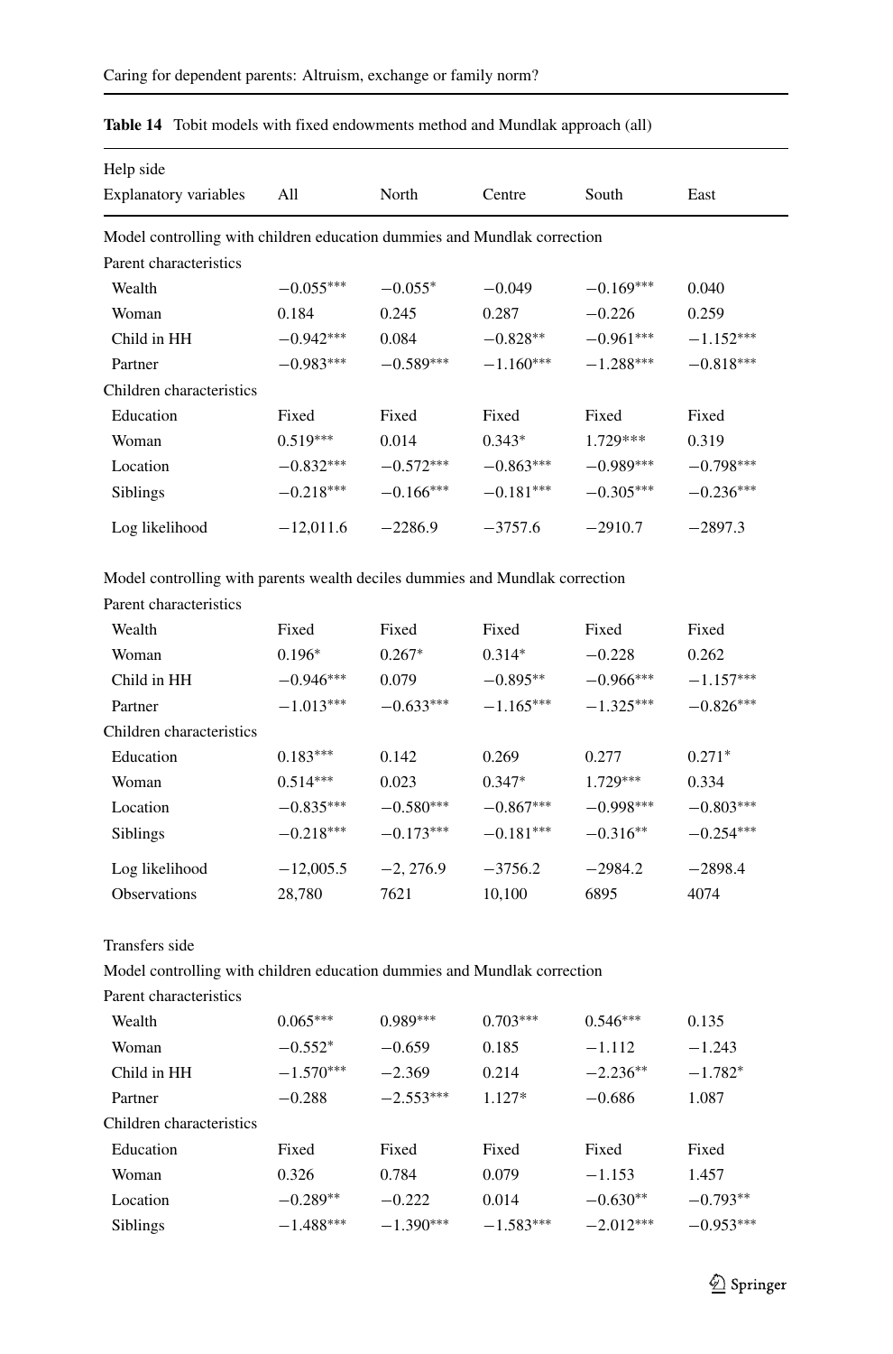**Table 14** Tobit models with fixed endowments method and Mundlak approach (all)

| Help side<br>Explanatory variables | All | North | Centre | South | East |
|---|---|---|---|---|---|
| *Model controlling with children education dummies and Mundlak correction* | | | | | |
| Parent characteristics | | | | | |
| Wealth | −0.055*** | −0.055* | −0.049 | −0.169*** | 0.040 |
| Woman | 0.184 | 0.245 | 0.287 | −0.226 | 0.259 |
| Child in HH | −0.942*** | 0.084 | −0.828** | −0.961*** | −1.152*** |
| Partner | −0.983*** | −0.589*** | −1.160*** | −1.288*** | −0.818*** |
| Children characteristics | | | | | |
| Education | Fixed | Fixed | Fixed | Fixed | Fixed |
| Woman | 0.519*** | 0.014 | 0.343* | 1.729*** | 0.319 |
| Location | −0.832*** | −0.572*** | −0.863*** | −0.989*** | −0.798*** |
| Siblings | −0.218*** | −0.166*** | −0.181*** | −0.305*** | −0.236*** |
| Log likelihood | −12,011.6 | −2286.9 | −3757.6 | −2910.7 | −2897.3 |
| *Model controlling with parents wealth deciles dummies and Mundlak correction* | | | | | |
| Parent characteristics | | | | | |
| Wealth | Fixed | Fixed | Fixed | Fixed | Fixed |
| Woman | 0.196* | 0.267* | 0.314* | −0.228 | 0.262 |
| Child in HH | −0.946*** | 0.079 | −0.895** | −0.966*** | −1.157*** |
| Partner | −1.013*** | −0.633*** | −1.165*** | −1.325*** | −0.826*** |
| Children characteristics | | | | | |
| Education | 0.183*** | 0.142 | 0.269 | 0.277 | 0.271* |
| Woman | 0.514*** | 0.023 | 0.347* | 1.729*** | 0.334 |
| Location | −0.835*** | −0.580*** | −0.867*** | −0.998*** | −0.803*** |
| Siblings | −0.218*** | −0.173*** | −0.181*** | −0.316** | −0.254*** |
| Log likelihood | −12,005.5 | −2, 276.9 | −3756.2 | −2984.2 | −2898.4 |
| Observations | 28,780 | 7621 | 10,100 | 6895 | 4074 |
| **Transfers side** | | | | | |
| *Model controlling with children education dummies and Mundlak correction* | | | | | |
| Parent characteristics | | | | | |
| Wealth | 0.065*** | 0.989*** | 0.703*** | 0.546*** | 0.135 |
| Woman | −0.552* | −0.659 | 0.185 | −1.112 | −1.243 |
| Child in HH | −1.570*** | −2.369 | 0.214 | −2.236** | −1.782* |
| Partner | −0.288 | −2.553*** | 1.127* | −0.686 | 1.087 |
| Children characteristics | | | | | |
| Education | Fixed | Fixed | Fixed | Fixed | Fixed |
| Woman | 0.326 | 0.784 | 0.079 | −1.153 | 1.457 |
| Location | −0.289** | −0.222 | 0.014 | −0.630** | −0.793** |
| Siblings | −1.488*** | −1.390*** | −1.583*** | −2.012*** | −0.953*** |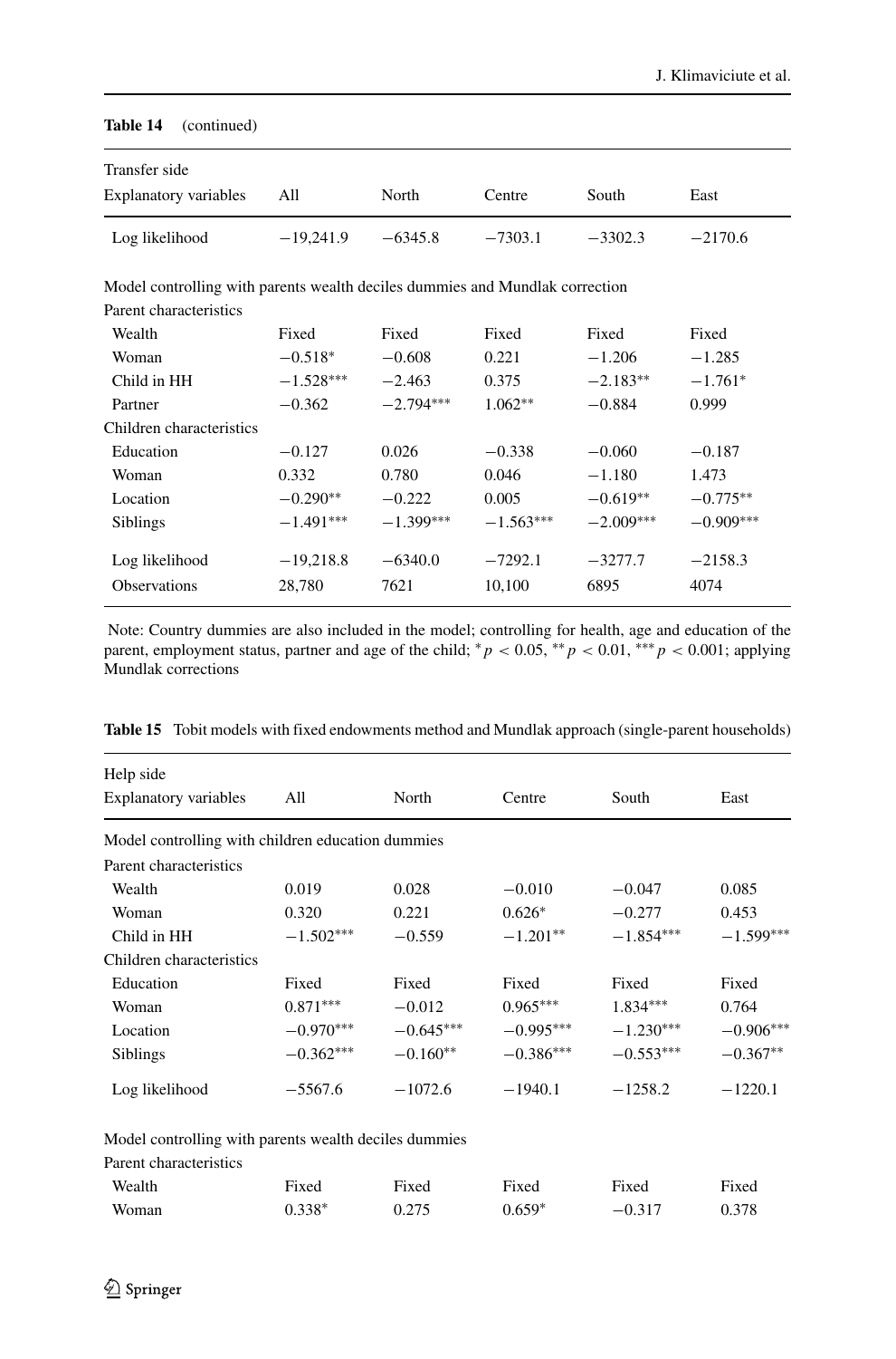**Table 14** (continued)

| Transfer side<br>Explanatory variables | All | North | Centre | South | East |
|---|---|---|---|---|---|
| Log likelihood | −19,241.9 | −6345.8 | −7303.1 | −3302.3 | −2170.6 |
| *Model controlling with parents wealth deciles dummies and Mundlak correction* | | | | | |
| Parent characteristics | | | | | |
| Wealth | Fixed | Fixed | Fixed | Fixed | Fixed |
| Woman | $-0.518^{*}$ | −0.608 | 0.221 | −1.206 | −1.285 |
| Child in HH | $-1.528^{***}$ | −2.463 | 0.375 | $-2.183^{**}$ | $-1.761^{*}$ |
| Partner | −0.362 | $-2.794^{***}$ | $1.062^{**}$ | −0.884 | 0.999 |
| Children characteristics | | | | | |
| Education | −0.127 | 0.026 | −0.338 | −0.060 | −0.187 |
| Woman | 0.332 | 0.780 | 0.046 | −1.180 | 1.473 |
| Location | $-0.290^{**}$ | −0.222 | 0.005 | $-0.619^{**}$ | $-0.775^{**}$ |
| Siblings | $-1.491^{***}$ | $-1.399^{***}$ | $-1.563^{***}$ | $-2.009^{***}$ | $-0.909^{***}$ |
| Log likelihood | −19,218.8 | −6340.0 | −7292.1 | −3277.7 | −2158.3 |
| Observations | 28,780 | 7621 | 10,100 | 6895 | 4074 |

Note: Country dummies are also included in the model; controlling for health, age and education of the parent, employment status, partner and age of the child; $^{*}p < 0.05$, $^{**}p < 0.01$, $^{***}p < 0.001$; applying Mundlak corrections

**Table 15** Tobit models with fixed endowments method and Mundlak approach (single-parent households)

| Help side<br>Explanatory variables | All | North | Centre | South | East |
|---|---|---|---|---|---|
| *Model controlling with children education dummies* | | | | | |
| Parent characteristics | | | | | |
| Wealth | 0.019 | 0.028 | −0.010 | −0.047 | 0.085 |
| Woman | 0.320 | 0.221 | $0.626^{*}$ | −0.277 | 0.453 |
| Child in HH | $-1.502^{***}$ | −0.559 | $-1.201^{**}$ | $-1.854^{***}$ | $-1.599^{***}$ |
| Children characteristics | | | | | |
| Education | Fixed | Fixed | Fixed | Fixed | Fixed |
| Woman | $0.871^{***}$ | −0.012 | $0.965^{***}$ | $1.834^{***}$ | 0.764 |
| Location | $-0.970^{***}$ | $-0.645^{***}$ | $-0.995^{***}$ | $-1.230^{***}$ | $-0.906^{***}$ |
| Siblings | $-0.362^{***}$ | $-0.160^{**}$ | $-0.386^{***}$ | $-0.553^{***}$ | $-0.367^{**}$ |
| Log likelihood | −5567.6 | −1072.6 | −1940.1 | −1258.2 | −1220.1 |
| *Model controlling with parents wealth deciles dummies* | | | | | |
| Parent characteristics | | | | | |
| Wealth | Fixed | Fixed | Fixed | Fixed | Fixed |
| Woman | $0.338^{*}$ | 0.275 | $0.659^{*}$ | −0.317 | 0.378 |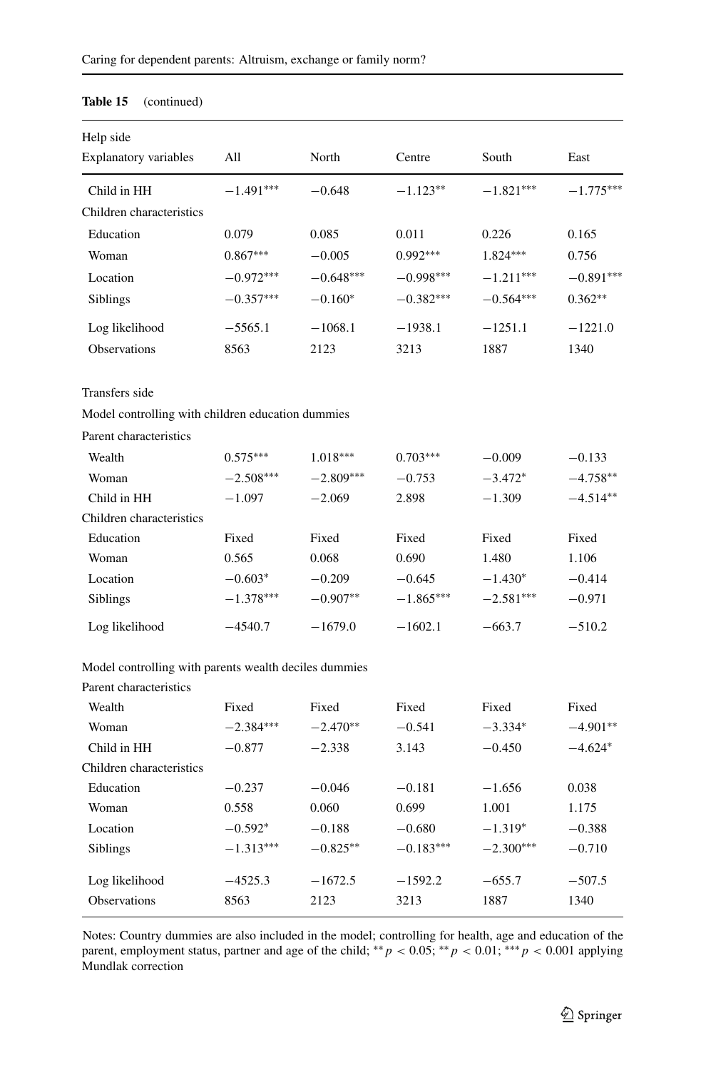**Table 15** (continued)

| Help side | | | | | |
|---|---|---|---|---|---|
| Explanatory variables | All | North | Centre | South | East |
| Child in HH | −1.491*** | −0.648 | −1.123** | −1.821*** | −1.775*** |
| Children characteristics | | | | | |
| Education | 0.079 | 0.085 | 0.011 | 0.226 | 0.165 |
| Woman | 0.867*** | −0.005 | 0.992*** | 1.824*** | 0.756 |
| Location | −0.972*** | −0.648*** | −0.998*** | −1.211*** | −0.891*** |
| Siblings | −0.357*** | −0.160* | −0.382*** | −0.564*** | 0.362** |
| Log likelihood | −5565.1 | −1068.1 | −1938.1 | −1251.1 | −1221.0 |
| Observations | 8563 | 2123 | 3213 | 1887 | 1340 |
| | | | | | |
| Transfers side | | | | | |
| Model controlling with children education dummies | | | | | |
| Parent characteristics | | | | | |
| Wealth | 0.575*** | 1.018*** | 0.703*** | −0.009 | −0.133 |
| Woman | −2.508*** | −2.809*** | −0.753 | −3.472* | −4.758** |
| Child in HH | −1.097 | −2.069 | 2.898 | −1.309 | −4.514** |
| Children characteristics | | | | | |
| Education | Fixed | Fixed | Fixed | Fixed | Fixed |
| Woman | 0.565 | 0.068 | 0.690 | 1.480 | 1.106 |
| Location | −0.603* | −0.209 | −0.645 | −1.430* | −0.414 |
| Siblings | −1.378*** | −0.907** | −1.865*** | −2.581*** | −0.971 |
| Log likelihood | −4540.7 | −1679.0 | −1602.1 | −663.7 | −510.2 |
| | | | | | |
| Model controlling with parents wealth deciles dummies | | | | | |
| Parent characteristics | | | | | |
| Wealth | Fixed | Fixed | Fixed | Fixed | Fixed |
| Woman | −2.384*** | −2.470** | −0.541 | −3.334* | −4.901** |
| Child in HH | −0.877 | −2.338 | 3.143 | −0.450 | −4.624* |
| Children characteristics | | | | | |
| Education | −0.237 | −0.046 | −0.181 | −1.656 | 0.038 |
| Woman | 0.558 | 0.060 | 0.699 | 1.001 | 1.175 |
| Location | −0.592* | −0.188 | −0.680 | −1.319* | −0.388 |
| Siblings | −1.313*** | −0.825** | −0.183*** | −2.300*** | −0.710 |
| Log likelihood | −4525.3 | −1672.5 | −1592.2 | −655.7 | −507.5 |
| Observations | 8563 | 2123 | 3213 | 1887 | 1340 |

Notes: Country dummies are also included in the model; controlling for health, age and education of the parent, employment status, partner and age of the child; ** $p < 0.05$; ** $p < 0.01$; *** $p < 0.001$ applying Mundlak correction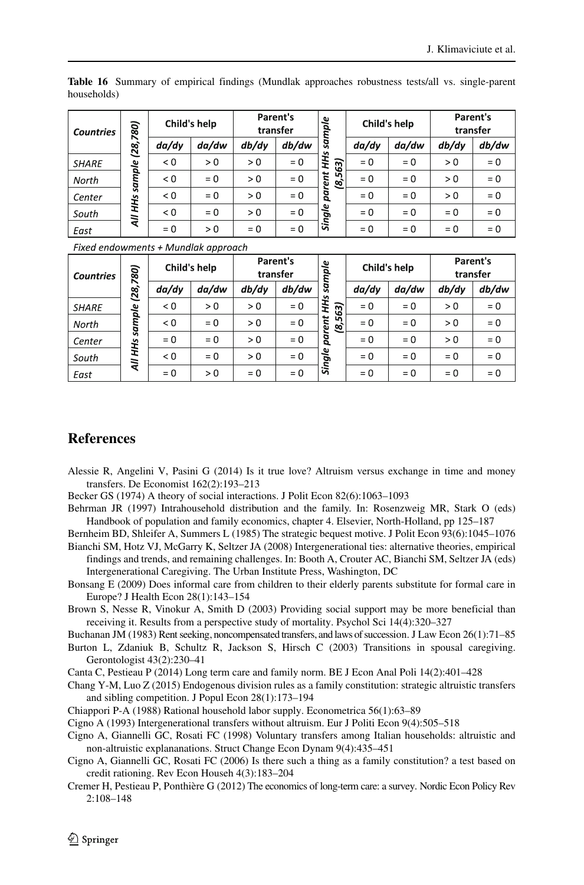**Table 16** Summary of empirical findings (Mundlak approaches robustness tests/all vs. single-parent households)

| Countries | All HHs sample (28,780) | Child's help | | Parent's transfer | | Single parent HHs sample (8,563) | Child's help | | Parent's transfer | |
|---|---|---|---|---|---|---|---|---|---|---|
| | | *da/dy* | *da/dw* | *db/dy* | *db/dw* | | *da/dy* | *da/dw* | *db/dy* | *db/dw* |
| *SHARE* | | < 0 | > 0 | > 0 | = 0 | | = 0 | = 0 | > 0 | = 0 |
| *North* | | < 0 | = 0 | > 0 | = 0 | | = 0 | = 0 | > 0 | = 0 |
| *Center* | | < 0 | = 0 | > 0 | = 0 | | = 0 | = 0 | > 0 | = 0 |
| *South* | | < 0 | = 0 | > 0 | = 0 | | = 0 | = 0 | = 0 | = 0 |
| *East* | | = 0 | > 0 | = 0 | = 0 | | = 0 | = 0 | = 0 | = 0 |

*Fixed endowments + Mundlak approach*

| Countries | All HHs sample (28,780) | Child's help | | Parent's transfer | | Single parent HHs sample (8,563) | Child's help | | Parent's transfer | |
|---|---|---|---|---|---|---|---|---|---|---|
| | | *da/dy* | *da/dw* | *db/dy* | *db/dw* | | *da/dy* | *da/dw* | *db/dy* | *db/dw* |
| *SHARE* | | < 0 | > 0 | > 0 | = 0 | | = 0 | = 0 | > 0 | = 0 |
| *North* | | < 0 | = 0 | > 0 | = 0 | | = 0 | = 0 | > 0 | = 0 |
| *Center* | | = 0 | = 0 | > 0 | = 0 | | = 0 | = 0 | > 0 | = 0 |
| *South* | | < 0 | = 0 | > 0 | = 0 | | = 0 | = 0 | = 0 | = 0 |
| *East* | | = 0 | > 0 | = 0 | = 0 | | = 0 | = 0 | = 0 | = 0 |

## References

Alessie R, Angelini V, Pasini G (2014) Is it true love? Altruism versus exchange in time and money transfers. De Economist 162(2):193–213

Becker GS (1974) A theory of social interactions. J Polit Econ 82(6):1063–1093

Behrman JR (1997) Intrahousehold distribution and the family. In: Rosenzweig MR, Stark O (eds) Handbook of population and family economics, chapter 4. Elsevier, North-Holland, pp 125–187

Bernheim BD, Shleifer A, Summers L (1985) The strategic bequest motive. J Polit Econ 93(6):1045–1076

Bianchi SM, Hotz VJ, McGarry K, Seltzer JA (2008) Intergenerational ties: alternative theories, empirical findings and trends, and remaining challenges. In: Booth A, Crouter AC, Bianchi SM, Seltzer JA (eds) Intergenerational Caregiving. The Urban Institute Press, Washington, DC

Bonsang E (2009) Does informal care from children to their elderly parents substitute for formal care in Europe? J Health Econ 28(1):143–154

Brown S, Nesse R, Vinokur A, Smith D (2003) Providing social support may be more beneficial than receiving it. Results from a perspective study of mortality. Psychol Sci 14(4):320–327

Buchanan JM (1983) Rent seeking, noncompensated transfers, and laws of succession. J Law Econ 26(1):71–85

Burton L, Zdaniuk B, Schultz R, Jackson S, Hirsch C (2003) Transitions in spousal caregiving. Gerontologist 43(2):230–41

Canta C, Pestieau P (2014) Long term care and family norm. BE J Econ Anal Poli 14(2):401–428

Chang Y-M, Luo Z (2015) Endogenous division rules as a family constitution: strategic altruistic transfers and sibling competition. J Popul Econ 28(1):173–194

Chiappori P-A (1988) Rational household labor supply. Econometrica 56(1):63–89

Cigno A (1993) Intergenerational transfers without altruism. Eur J Politi Econ 9(4):505–518

Cigno A, Giannelli GC, Rosati FC (1998) Voluntary transfers among Italian households: altruistic and non-altruistic explananations. Struct Change Econ Dynam 9(4):435–451

Cigno A, Giannelli GC, Rosati FC (2006) Is there such a thing as a family constitution? a test based on credit rationing. Rev Econ Househ 4(3):183–204

Cremer H, Pestieau P, Ponthière G (2012) The economics of long-term care: a survey. Nordic Econ Policy Rev 2:108–148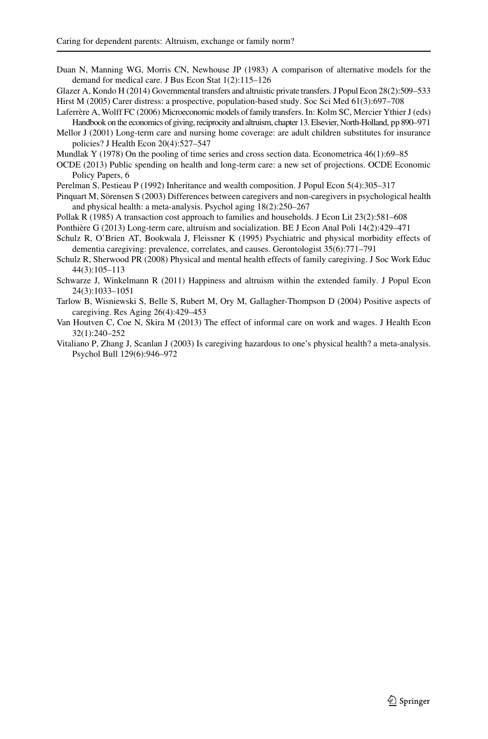Duan N, Manning WG, Morris CN, Newhouse JP (1983) A comparison of alternative models for the demand for medical care. J Bus Econ Stat 1(2):115–126

Glazer A, Kondo H (2014) Governmental transfers and altruistic private transfers. J Popul Econ 28(2):509–533

Hirst M (2005) Carer distress: a prospective, population-based study. Soc Sci Med 61(3):697–708

Laferrère A, Wolff FC (2006) Microeconomic models of family transfers. In: Kolm SC, Mercier Ythier J (eds) Handbook on the economics of giving, reciprocity and altruism, chapter 13. Elsevier, North-Holland, pp 890–971

Mellor J (2001) Long-term care and nursing home coverage: are adult children substitutes for insurance policies? J Health Econ 20(4):527–547

Mundlak Y (1978) On the pooling of time series and cross section data. Econometrica 46(1):69–85

OCDE (2013) Public spending on health and long-term care: a new set of projections. OCDE Economic Policy Papers, 6

Perelman S, Pestieau P (1992) Inheritance and wealth composition. J Popul Econ 5(4):305–317

Pinquart M, Sörensen S (2003) Differences between caregivers and non-caregivers in psychological health and physical health: a meta-analysis. Psychol aging 18(2):250–267

Pollak R (1985) A transaction cost approach to families and households. J Econ Lit 23(2):581–608

Ponthière G (2013) Long-term care, altruism and socialization. BE J Econ Anal Poli 14(2):429–471

Schulz R, O'Brien AT, Bookwala J, Fleissner K (1995) Psychiatric and physical morbidity effects of dementia caregiving: prevalence, correlates, and causes. Gerontologist 35(6):771–791

Schulz R, Sherwood PR (2008) Physical and mental health effects of family caregiving. J Soc Work Educ 44(3):105–113

Schwarze J, Winkelmann R (2011) Happiness and altruism within the extended family. J Popul Econ 24(3):1033–1051

Tarlow B, Wisniewski S, Belle S, Rubert M, Ory M, Gallagher-Thompson D (2004) Positive aspects of caregiving. Res Aging 26(4):429–453

Van Houtven C, Coe N, Skira M (2013) The effect of informal care on work and wages. J Health Econ 32(1):240–252

Vitaliano P, Zhang J, Scanlan J (2003) Is caregiving hazardous to one's physical health? a meta-analysis. Psychol Bull 129(6):946–972